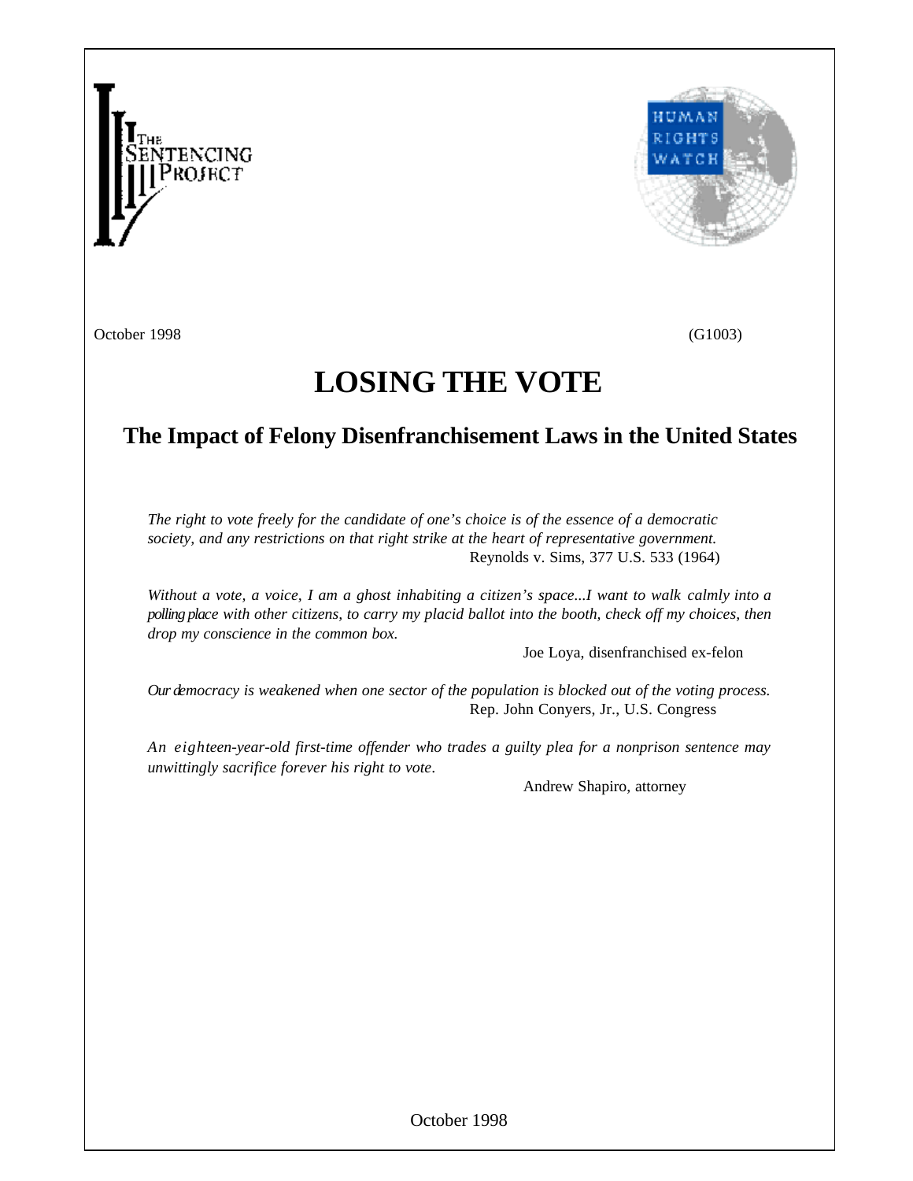THE SENTENCING PROJECT

HUMAN RIGHTS WATCH

October 1998 (G1003)

# LOSING THE VOTE

## The Impact of Felony Disenfranchisement Laws in the United States

*The right to vote freely for the candidate of one's choice is of the essence of a democratic society, and any restrictions on that right strike at the heart of representative government.*

Reynolds v. Sims, 377 U.S. 533 (1964)

*Without a vote, a voice, I am a ghost inhabiting a citizen's space...I want to walk calmly into a polling place with other citizens, to carry my placid ballot into the booth, check off my choices, then drop my conscience in the common box.*

Joe Loya, disenfranchised ex-felon

*Our democracy is weakened when one sector of the population is blocked out of the voting process.*

Rep. John Conyers, Jr., U.S. Congress

*An eighteen-year-old first-time offender who trades a guilty plea for a nonprison sentence may unwittingly sacrifice forever his right to vote.*

Andrew Shapiro, attorney

October 1998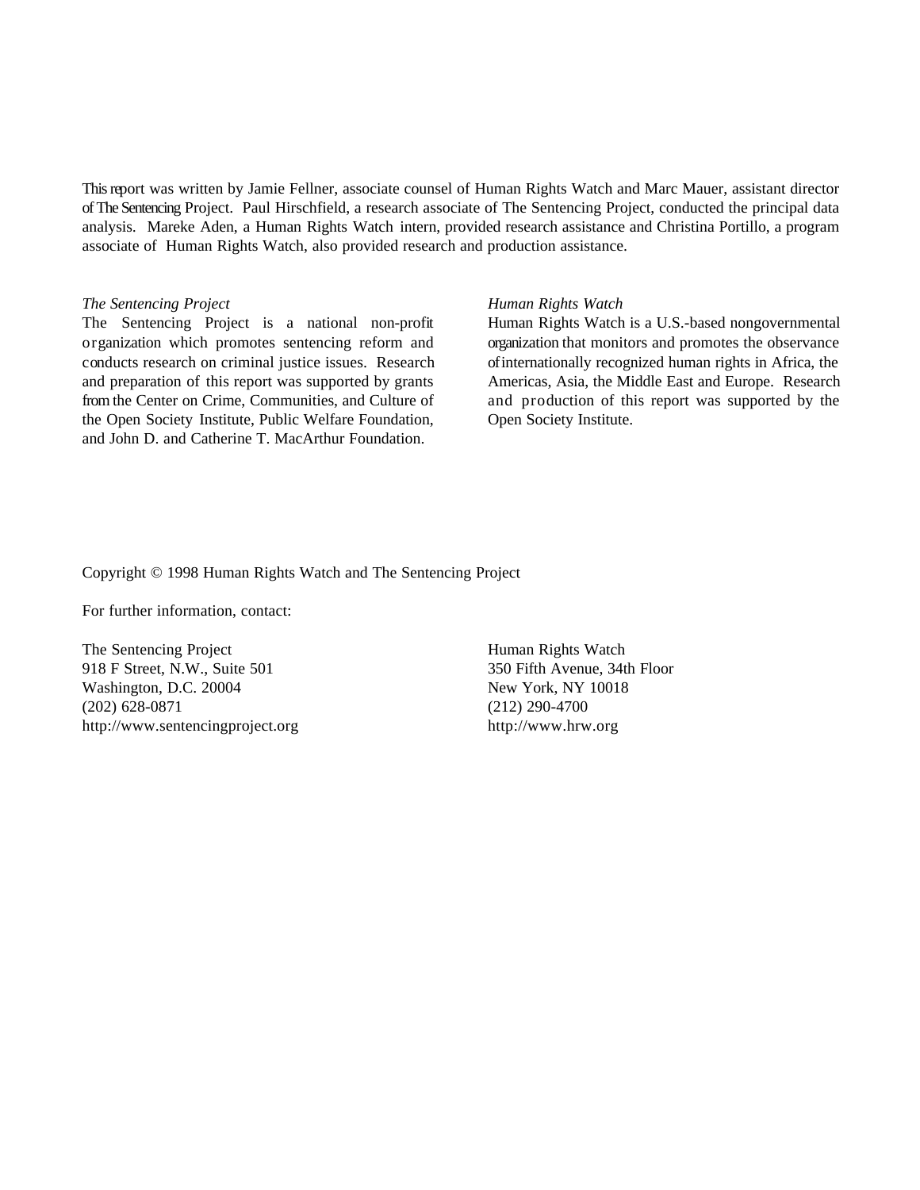This report was written by Jamie Fellner, associate counsel of Human Rights Watch and Marc Mauer, assistant director of The Sentencing Project. Paul Hirschfield, a research associate of The Sentencing Project, conducted the principal data analysis. Mareke Aden, a Human Rights Watch intern, provided research assistance and Christina Portillo, a program associate of Human Rights Watch, also provided research and production assistance.

*The Sentencing Project*
The Sentencing Project is a national non-profit organization which promotes sentencing reform and conducts research on criminal justice issues. Research and preparation of this report was supported by grants from the Center on Crime, Communities, and Culture of the Open Society Institute, Public Welfare Foundation, and John D. and Catherine T. MacArthur Foundation.

*Human Rights Watch*
Human Rights Watch is a U.S.-based nongovernmental organization that monitors and promotes the observance of internationally recognized human rights in Africa, the Americas, Asia, the Middle East and Europe. Research and production of this report was supported by the Open Society Institute.

Copyright © 1998 Human Rights Watch and The Sentencing Project

For further information, contact:

The Sentencing Project
918 F Street, N.W., Suite 501
Washington, D.C. 20004
(202) 628-0871
http://www.sentencingproject.org

Human Rights Watch
350 Fifth Avenue, 34th Floor
New York, NY 10018
(212) 290-4700
http://www.hrw.org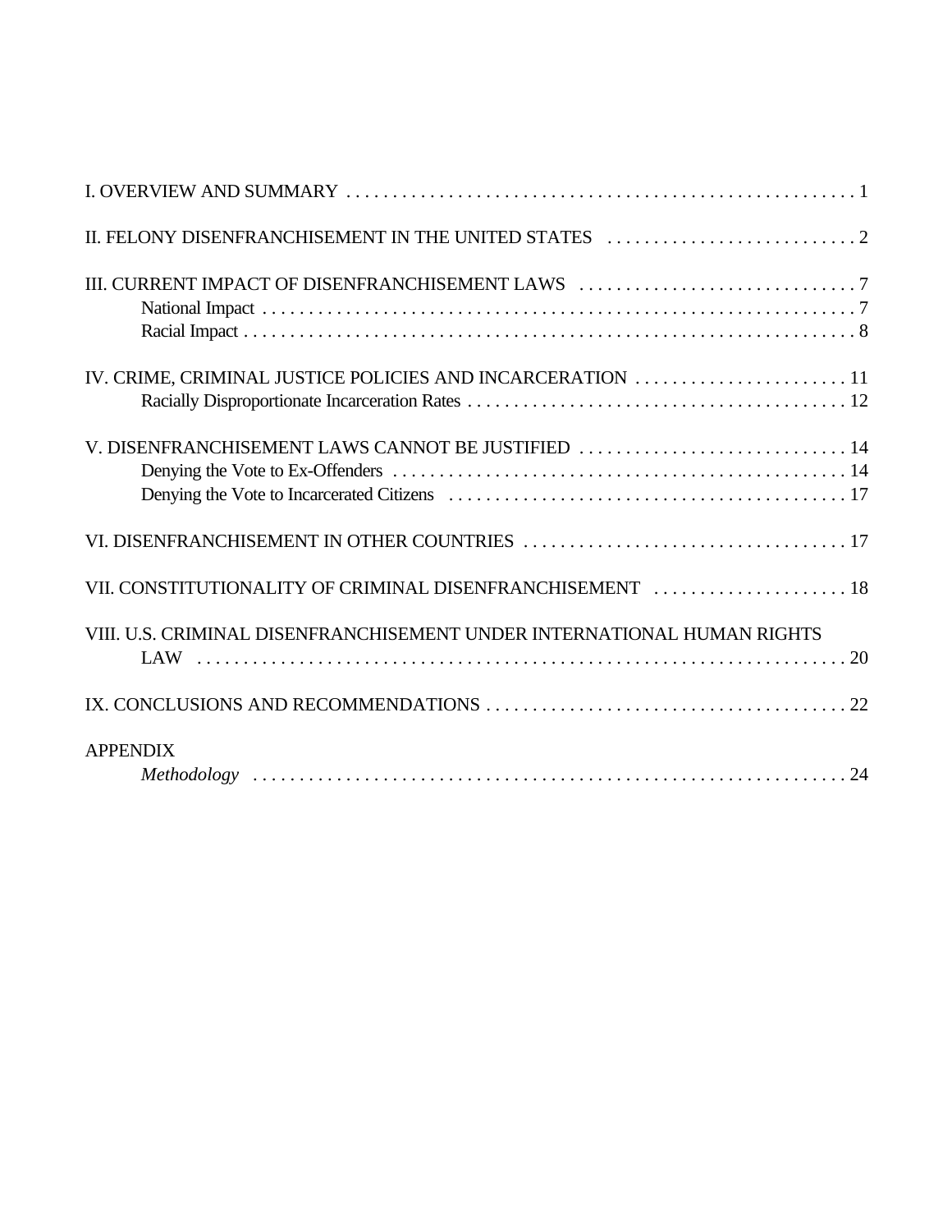I. OVERVIEW AND SUMMARY . . . . . . . . . . . . . . . . . . . . . . . . . . . . . . . . . . . . . . . . . . . . . . . . . . . . . . 1

II. FELONY DISENFRANCHISEMENT IN THE UNITED STATES . . . . . . . . . . . . . . . . . . . . . . . . . . . 2

III. CURRENT IMPACT OF DISENFRANCHISEMENT LAWS . . . . . . . . . . . . . . . . . . . . . . . . . . . . . . 7
- National Impact . . . . . . . . . . . . . . . . . . . . . . . . . . . . . . . . . . . . . . . . . . . . . . . . . . . . . . . . . . . . . . . . 7
- Racial Impact . . . . . . . . . . . . . . . . . . . . . . . . . . . . . . . . . . . . . . . . . . . . . . . . . . . . . . . . . . . . . . . . . . 8

IV. CRIME, CRIMINAL JUSTICE POLICIES AND INCARCERATION . . . . . . . . . . . . . . . . . . . . . . . 11
- Racially Disproportionate Incarceration Rates . . . . . . . . . . . . . . . . . . . . . . . . . . . . . . . . . . . . . . . . . 12

V. DISENFRANCHISEMENT LAWS CANNOT BE JUSTIFIED . . . . . . . . . . . . . . . . . . . . . . . . . . . . . 14
- Denying the Vote to Ex-Offenders . . . . . . . . . . . . . . . . . . . . . . . . . . . . . . . . . . . . . . . . . . . . . . . . . . 14
- Denying the Vote to Incarcerated Citizens . . . . . . . . . . . . . . . . . . . . . . . . . . . . . . . . . . . . . . . . . . . 17

VI. DISENFRANCHISEMENT IN OTHER COUNTRIES . . . . . . . . . . . . . . . . . . . . . . . . . . . . . . . . . . . 17

VII. CONSTITUTIONALITY OF CRIMINAL DISENFRANCHISEMENT . . . . . . . . . . . . . . . . . . . . . 18

VIII. U.S. CRIMINAL DISENFRANCHISEMENT UNDER INTERNATIONAL HUMAN RIGHTS LAW . . . . . . . . . . . . . . . . . . . . . . . . . . . . . . . . . . . . . . . . . . . . . . . . . . . . . . . . . . . . . . . . . . . . . 20

IX. CONCLUSIONS AND RECOMMENDATIONS . . . . . . . . . . . . . . . . . . . . . . . . . . . . . . . . . . . . . . . 22

APPENDIX
- *Methodology* . . . . . . . . . . . . . . . . . . . . . . . . . . . . . . . . . . . . . . . . . . . . . . . . . . . . . . . . . . . . . . . . . 24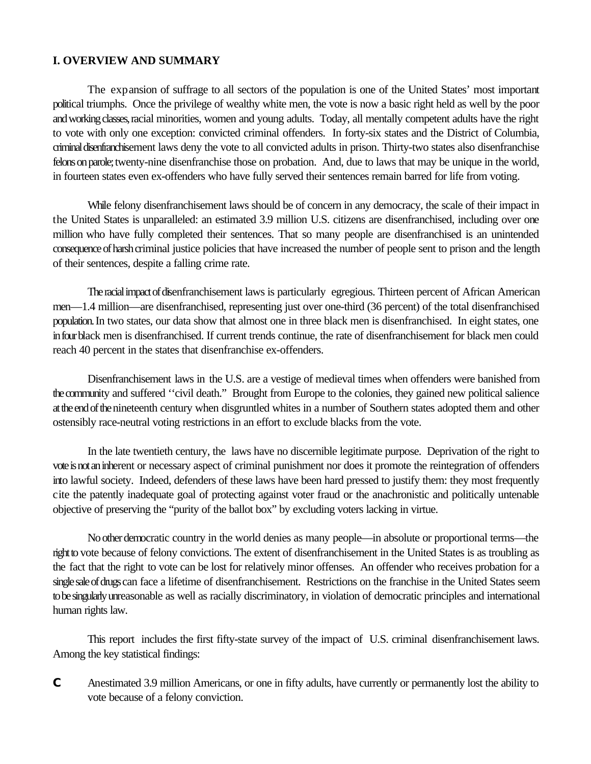## I. OVERVIEW AND SUMMARY

The expansion of suffrage to all sectors of the population is one of the United States' most important political triumphs. Once the privilege of wealthy white men, the vote is now a basic right held as well by the poor and working classes, racial minorities, women and young adults. Today, all mentally competent adults have the right to vote with only one exception: convicted criminal offenders. In forty-six states and the District of Columbia, criminal disenfranchisement laws deny the vote to all convicted adults in prison. Thirty-two states also disenfranchise felons on parole; twenty-nine disenfranchise those on probation. And, due to laws that may be unique in the world, in fourteen states even ex-offenders who have fully served their sentences remain barred for life from voting.

While felony disenfranchisement laws should be of concern in any democracy, the scale of their impact in the United States is unparalleled: an estimated 3.9 million U.S. citizens are disenfranchised, including over one million who have fully completed their sentences. That so many people are disenfranchised is an unintended consequence of harsh criminal justice policies that have increased the number of people sent to prison and the length of their sentences, despite a falling crime rate.

The racial impact of disenfranchisement laws is particularly egregious. Thirteen percent of African American men—1.4 million—are disenfranchised, representing just over one-third (36 percent) of the total disenfranchised population. In two states, our data show that almost one in three black men is disenfranchised. In eight states, one in four black men is disenfranchised. If current trends continue, the rate of disenfranchisement for black men could reach 40 percent in the states that disenfranchise ex-offenders.

Disenfranchisement laws in the U.S. are a vestige of medieval times when offenders were banished from the community and suffered "civil death." Brought from Europe to the colonies, they gained new political salience at the end of the nineteenth century when disgruntled whites in a number of Southern states adopted them and other ostensibly race-neutral voting restrictions in an effort to exclude blacks from the vote.

In the late twentieth century, the laws have no discernible legitimate purpose. Deprivation of the right to vote is not an inherent or necessary aspect of criminal punishment nor does it promote the reintegration of offenders into lawful society. Indeed, defenders of these laws have been hard pressed to justify them: they most frequently cite the patently inadequate goal of protecting against voter fraud or the anachronistic and politically untenable objective of preserving the "purity of the ballot box" by excluding voters lacking in virtue.

No other democratic country in the world denies as many people—in absolute or proportional terms—the right to vote because of felony convictions. The extent of disenfranchisement in the United States is as troubling as the fact that the right to vote can be lost for relatively minor offenses. An offender who receives probation for a single sale of drugs can face a lifetime of disenfranchisement. Restrictions on the franchise in the United States seem to be singularly unreasonable as well as racially discriminatory, in violation of democratic principles and international human rights law.

This report includes the first fifty-state survey of the impact of U.S. criminal disenfranchisement laws. Among the key statistical findings:

- An estimated 3.9 million Americans, or one in fifty adults, have currently or permanently lost the ability to vote because of a felony conviction.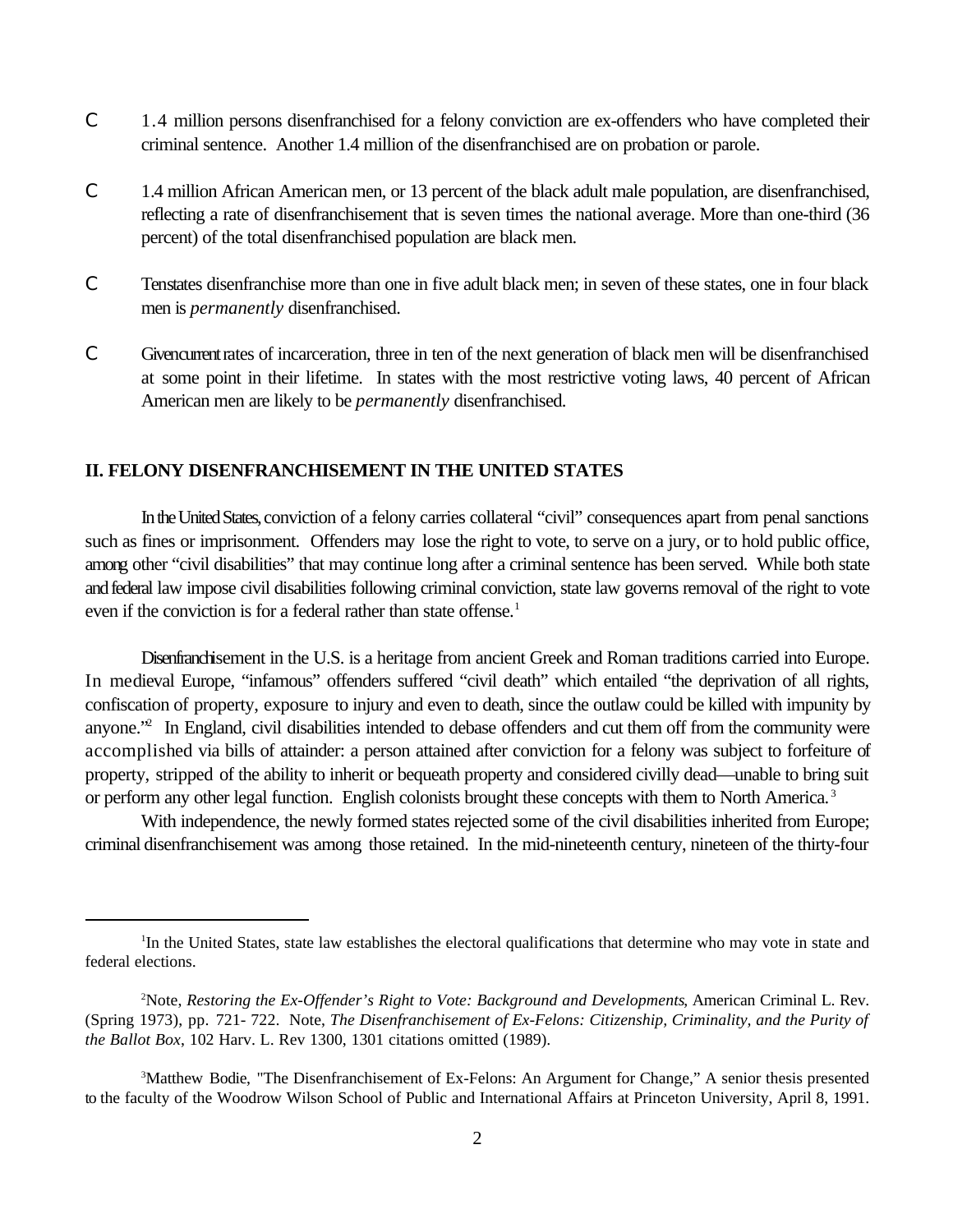- 1.4 million persons disenfranchised for a felony conviction are ex-offenders who have completed their criminal sentence. Another 1.4 million of the disenfranchised are on probation or parole.

- 1.4 million African American men, or 13 percent of the black adult male population, are disenfranchised, reflecting a rate of disenfranchisement that is seven times the national average. More than one-third (36 percent) of the total disenfranchised population are black men.

- Ten states disenfranchise more than one in five adult black men; in seven of these states, one in four black men is *permanently* disenfranchised.

- Given current rates of incarceration, three in ten of the next generation of black men will be disenfranchised at some point in their lifetime. In states with the most restrictive voting laws, 40 percent of African American men are likely to be *permanently* disenfranchised.

## II. FELONY DISENFRANCHISEMENT IN THE UNITED STATES

In the United States, conviction of a felony carries collateral "civil" consequences apart from penal sanctions such as fines or imprisonment. Offenders may lose the right to vote, to serve on a jury, or to hold public office, among other "civil disabilities" that may continue long after a criminal sentence has been served. While both state and federal law impose civil disabilities following criminal conviction, state law governs removal of the right to vote even if the conviction is for a federal rather than state offense.[1]

Disenfranchisement in the U.S. is a heritage from ancient Greek and Roman traditions carried into Europe. In medieval Europe, "infamous" offenders suffered "civil death" which entailed "the deprivation of all rights, confiscation of property, exposure to injury and even to death, since the outlaw could be killed with impunity by anyone."[2] In England, civil disabilities intended to debase offenders and cut them off from the community were accomplished via bills of attainder: a person attained after conviction for a felony was subject to forfeiture of property, stripped of the ability to inherit or bequeath property and considered civilly dead—unable to bring suit or perform any other legal function. English colonists brought these concepts with them to North America.[3]

With independence, the newly formed states rejected some of the civil disabilities inherited from Europe; criminal disenfranchisement was among those retained. In the mid-nineteenth century, nineteen of the thirty-four

---

[1] In the United States, state law establishes the electoral qualifications that determine who may vote in state and federal elections.

[2] Note, *Restoring the Ex-Offender's Right to Vote: Background and Developments*, American Criminal L. Rev. (Spring 1973), pp. 721- 722. Note, *The Disenfranchisement of Ex-Felons: Citizenship, Criminality, and the Purity of the Ballot Box*, 102 Harv. L. Rev 1300, 1301 citations omitted (1989).

[3] Matthew Bodie, "The Disenfranchisement of Ex-Felons: An Argument for Change," A senior thesis presented to the faculty of the Woodrow Wilson School of Public and International Affairs at Princeton University, April 8, 1991.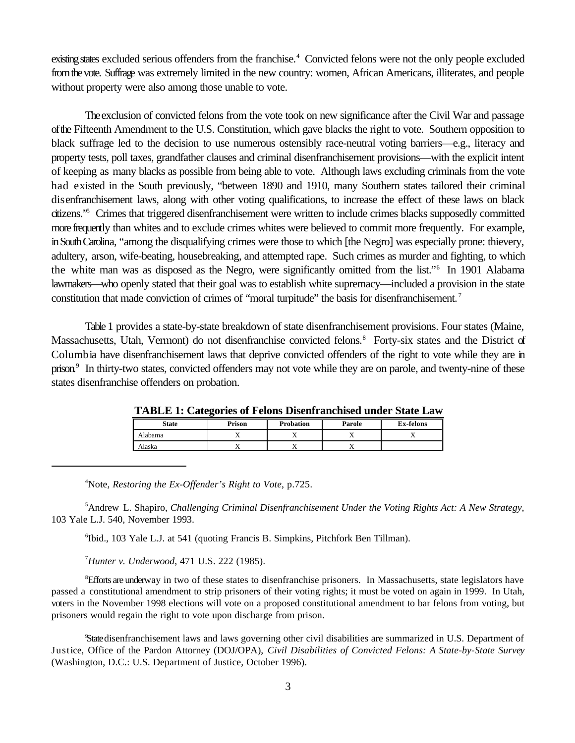existing states excluded serious offenders from the franchise.[4] Convicted felons were not the only people excluded from the vote. Suffrage was extremely limited in the new country: women, African Americans, illiterates, and people without property were also among those unable to vote.

The exclusion of convicted felons from the vote took on new significance after the Civil War and passage of the Fifteenth Amendment to the U.S. Constitution, which gave blacks the right to vote. Southern opposition to black suffrage led to the decision to use numerous ostensibly race-neutral voting barriers—e.g., literacy and property tests, poll taxes, grandfather clauses and criminal disenfranchisement provisions—with the explicit intent of keeping as many blacks as possible from being able to vote. Although laws excluding criminals from the vote had existed in the South previously, "between 1890 and 1910, many Southern states tailored their criminal disenfranchisement laws, along with other voting qualifications, to increase the effect of these laws on black citizens."[5] Crimes that triggered disenfranchisement were written to include crimes blacks supposedly committed more frequently than whites and to exclude crimes whites were believed to commit more frequently. For example, in South Carolina, "among the disqualifying crimes were those to which [the Negro] was especially prone: thievery, adultery, arson, wife-beating, housebreaking, and attempted rape. Such crimes as murder and fighting, to which the white man was as disposed as the Negro, were significantly omitted from the list."[6] In 1901 Alabama lawmakers—who openly stated that their goal was to establish white supremacy—included a provision in the state constitution that made conviction of crimes of "moral turpitude" the basis for disenfranchisement.[7]

Table 1 provides a state-by-state breakdown of state disenfranchisement provisions. Four states (Maine, Massachusetts, Utah, Vermont) do not disenfranchise convicted felons.[8] Forty-six states and the District of Columbia have disenfranchisement laws that deprive convicted offenders of the right to vote while they are in prison.[9] In thirty-two states, convicted offenders may not vote while they are on parole, and twenty-nine of these states disenfranchise offenders on probation.

**TABLE 1: Categories of Felons Disenfranchised under State Law**

| State | Prison | Probation | Parole | Ex-felons |
|---|---|---|---|---|
| Alabama | X | X | X | X |
| Alaska | X | X | X | |

[4]Note, *Restoring the Ex-Offender's Right to Vote*, p.725.

[5]Andrew L. Shapiro, *Challenging Criminal Disenfranchisement Under the Voting Rights Act: A New Strategy*, 103 Yale L.J. 540, November 1993.

[6]Ibid., 103 Yale L.J. at 541 (quoting Francis B. Simpkins, Pitchfork Ben Tillman).

[7]*Hunter v. Underwood*, 471 U.S. 222 (1985).

[8]Efforts are underway in two of these states to disenfranchise prisoners. In Massachusetts, state legislators have passed a constitutional amendment to strip prisoners of their voting rights; it must be voted on again in 1999. In Utah, voters in the November 1998 elections will vote on a proposed constitutional amendment to bar felons from voting, but prisoners would regain the right to vote upon discharge from prison.

[9]State disenfranchisement laws and laws governing other civil disabilities are summarized in U.S. Department of Justice, Office of the Pardon Attorney (DOJ/OPA), *Civil Disabilities of Convicted Felons: A State-by-State Survey* (Washington, D.C.: U.S. Department of Justice, October 1996).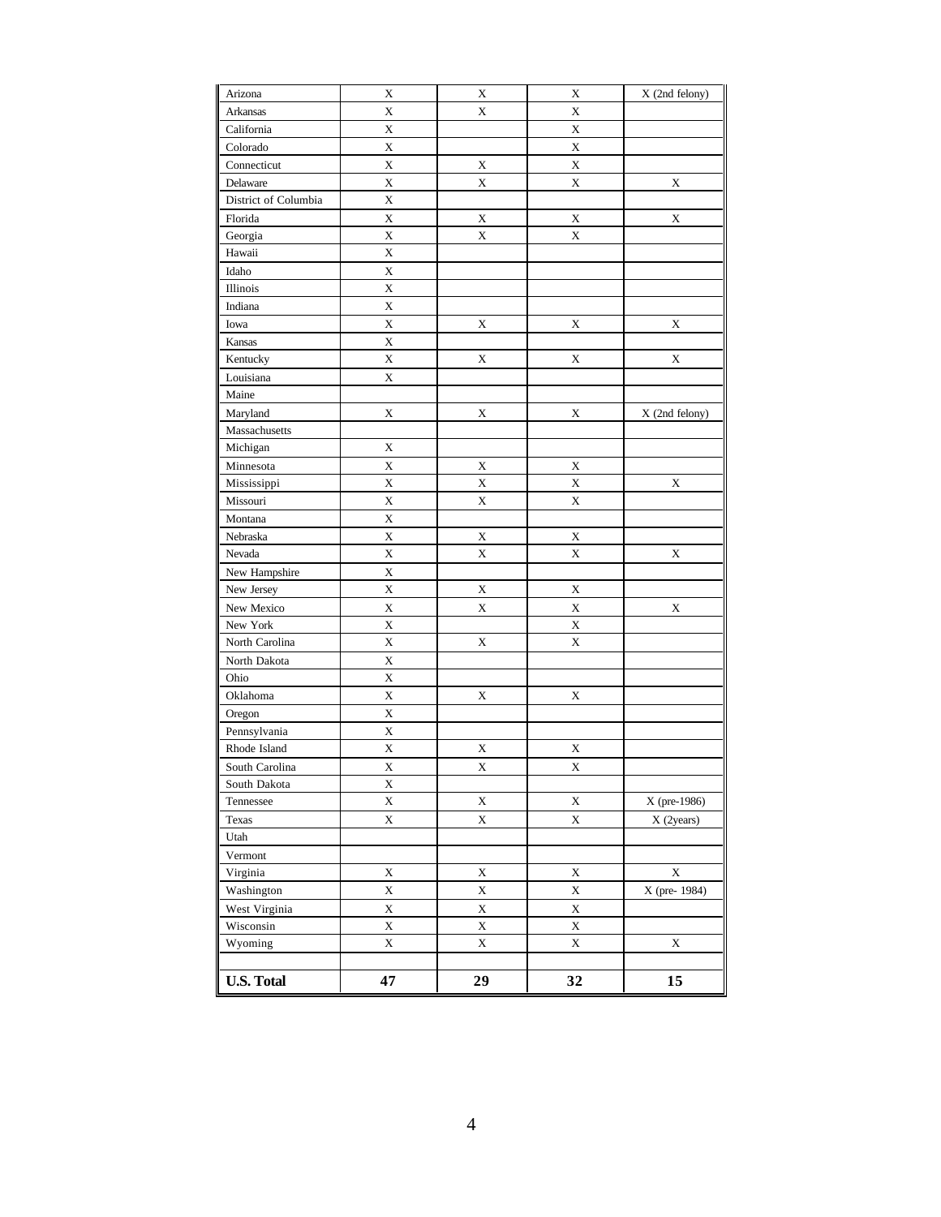| | | | | |
|---|---|---|---|---|
| Arizona | X | X | X | X (2nd felony) |
| Arkansas | X | X | X | |
| California | X | | X | |
| Colorado | X | | X | |
| Connecticut | X | X | X | |
| Delaware | X | X | X | X |
| District of Columbia | X | | | |
| Florida | X | X | X | X |
| Georgia | X | X | X | |
| Hawaii | X | | | |
| Idaho | X | | | |
| Illinois | X | | | |
| Indiana | X | | | |
| Iowa | X | X | X | X |
| Kansas | X | | | |
| Kentucky | X | X | X | X |
| Louisiana | X | | | |
| Maine | | | | |
| Maryland | X | X | X | X (2nd felony) |
| Massachusetts | | | | |
| Michigan | X | | | |
| Minnesota | X | X | X | |
| Mississippi | X | X | X | X |
| Missouri | X | X | X | |
| Montana | X | | | |
| Nebraska | X | X | X | |
| Nevada | X | X | X | X |
| New Hampshire | X | | | |
| New Jersey | X | X | X | |
| New Mexico | X | X | X | X |
| New York | X | | X | |
| North Carolina | X | X | X | |
| North Dakota | X | | | |
| Ohio | X | | | |
| Oklahoma | X | X | X | |
| Oregon | X | | | |
| Pennsylvania | X | | | |
| Rhode Island | X | X | X | |
| South Carolina | X | X | X | |
| South Dakota | X | | | |
| Tennessee | X | X | X | X (pre-1986) |
| Texas | X | X | X | X (2years) |
| Utah | | | | |
| Vermont | | | | |
| Virginia | X | X | X | X |
| Washington | X | X | X | X (pre- 1984) |
| West Virginia | X | X | X | |
| Wisconsin | X | X | X | |
| Wyoming | X | X | X | X |
| | | | | |
| **U.S. Total** | **47** | **29** | **32** | **15** |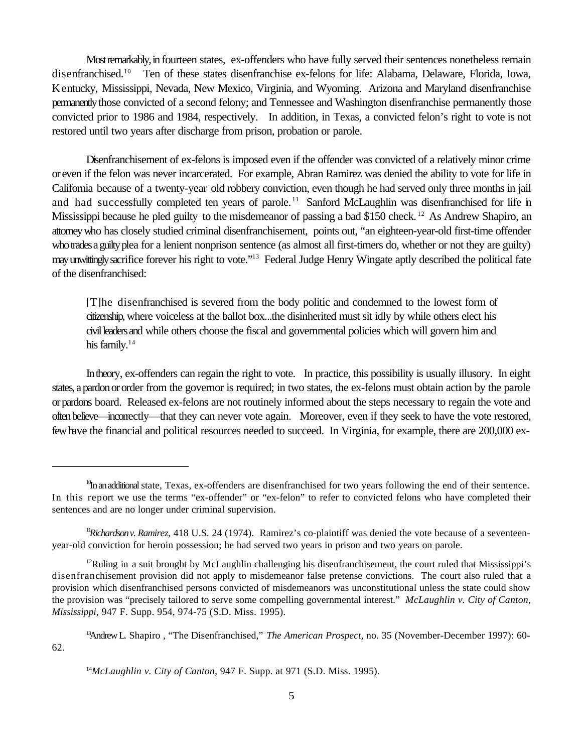Most remarkably, in fourteen states, ex-offenders who have fully served their sentences nonetheless remain disenfranchised.[10] Ten of these states disenfranchise ex-felons for life: Alabama, Delaware, Florida, Iowa, Kentucky, Mississippi, Nevada, New Mexico, Virginia, and Wyoming. Arizona and Maryland disenfranchise permanently those convicted of a second felony; and Tennessee and Washington disenfranchise permanently those convicted prior to 1986 and 1984, respectively. In addition, in Texas, a convicted felon's right to vote is not restored until two years after discharge from prison, probation or parole.

Disenfranchisement of ex-felons is imposed even if the offender was convicted of a relatively minor crime or even if the felon was never incarcerated. For example, Abran Ramirez was denied the ability to vote for life in California because of a twenty-year old robbery conviction, even though he had served only three months in jail and had successfully completed ten years of parole.[11] Sanford McLaughlin was disenfranchised for life in Mississippi because he pled guilty to the misdemeanor of passing a bad $150 check.[12] As Andrew Shapiro, an attorney who has closely studied criminal disenfranchisement, points out, "an eighteen-year-old first-time offender who trades a guilty plea for a lenient nonprison sentence (as almost all first-timers do, whether or not they are guilty) may unwittingly sacrifice forever his right to vote."[13] Federal Judge Henry Wingate aptly described the political fate of the disenfranchised:

> [T]he disenfranchised is severed from the body politic and condemned to the lowest form of citizenship, where voiceless at the ballot box...the disinherited must sit idly by while others elect his civil leaders and while others choose the fiscal and governmental policies which will govern him and his family.[14]

In theory, ex-offenders can regain the right to vote. In practice, this possibility is usually illusory. In eight states, a pardon or order from the governor is required; in two states, the ex-felons must obtain action by the parole or pardons board. Released ex-felons are not routinely informed about the steps necessary to regain the vote and often believe—incorrectly—that they can never vote again. Moreover, even if they seek to have the vote restored, few have the financial and political resources needed to succeed. In Virginia, for example, there are 200,000 ex-

---

[10] In an additional state, Texas, ex-offenders are disenfranchised for two years following the end of their sentence. In this report we use the terms "ex-offender" or "ex-felon" to refer to convicted felons who have completed their sentences and are no longer under criminal supervision.

[11] *Richardson v. Ramirez*, 418 U.S. 24 (1974). Ramirez's co-plaintiff was denied the vote because of a seventeen-year-old conviction for heroin possession; he had served two years in prison and two years on parole.

[12] Ruling in a suit brought by McLaughlin challenging his disenfranchisement, the court ruled that Mississippi's disenfranchisement provision did not apply to misdemeanor false pretense convictions. The court also ruled that a provision which disenfranchised persons convicted of misdemeanors was unconstitutional unless the state could show the provision was "precisely tailored to serve some compelling governmental interest." *McLaughlin v. City of Canton, Mississippi*, 947 F. Supp. 954, 974-75 (S.D. Miss. 1995).

[13] Andrew L. Shapiro , "The Disenfranchised," *The American Prospect*, no. 35 (November-December 1997): 60-62.

[14] *McLaughlin v. City of Canton*, 947 F. Supp. at 971 (S.D. Miss. 1995).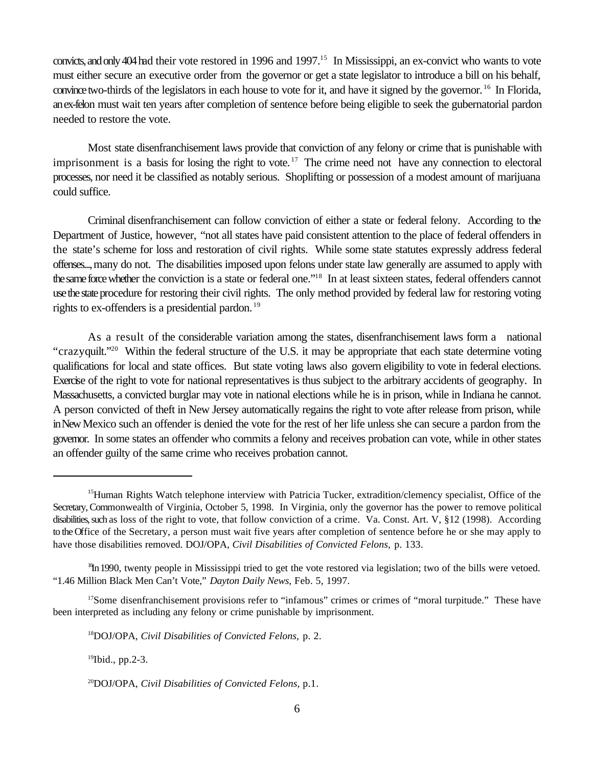convicts, and only 404 had their vote restored in 1996 and 1997.[15] In Mississippi, an ex-convict who wants to vote must either secure an executive order from the governor or get a state legislator to introduce a bill on his behalf, convince two-thirds of the legislators in each house to vote for it, and have it signed by the governor.[16] In Florida, an ex-felon must wait ten years after completion of sentence before being eligible to seek the gubernatorial pardon needed to restore the vote.

Most state disenfranchisement laws provide that conviction of any felony or crime that is punishable with imprisonment is a basis for losing the right to vote.[17] The crime need not have any connection to electoral processes, nor need it be classified as notably serious. Shoplifting or possession of a modest amount of marijuana could suffice.

Criminal disenfranchisement can follow conviction of either a state or federal felony. According to the Department of Justice, however, "not all states have paid consistent attention to the place of federal offenders in the state's scheme for loss and restoration of civil rights. While some state statutes expressly address federal offenses..., many do not. The disabilities imposed upon felons under state law generally are assumed to apply with the same force whether the conviction is a state or federal one."[18] In at least sixteen states, federal offenders cannot use the state procedure for restoring their civil rights. The only method provided by federal law for restoring voting rights to ex-offenders is a presidential pardon.[19]

As a result of the considerable variation among the states, disenfranchisement laws form a national "crazyquilt."[20] Within the federal structure of the U.S. it may be appropriate that each state determine voting qualifications for local and state offices. But state voting laws also govern eligibility to vote in federal elections. Exercise of the right to vote for national representatives is thus subject to the arbitrary accidents of geography. In Massachusetts, a convicted burglar may vote in national elections while he is in prison, while in Indiana he cannot. A person convicted of theft in New Jersey automatically regains the right to vote after release from prison, while in New Mexico such an offender is denied the vote for the rest of her life unless she can secure a pardon from the governor. In some states an offender who commits a felony and receives probation can vote, while in other states an offender guilty of the same crime who receives probation cannot.

---

[15] Human Rights Watch telephone interview with Patricia Tucker, extradition/clemency specialist, Office of the Secretary, Commonwealth of Virginia, October 5, 1998. In Virginia, only the governor has the power to remove political disabilities, such as loss of the right to vote, that follow conviction of a crime. Va. Const. Art. V, §12 (1998). According to the Office of the Secretary, a person must wait five years after completion of sentence before he or she may apply to have those disabilities removed. DOJ/OPA, *Civil Disabilities of Convicted Felons,* p. 133.

[16] In 1990, twenty people in Mississippi tried to get the vote restored via legislation; two of the bills were vetoed. "1.46 Million Black Men Can't Vote," *Dayton Daily News*, Feb. 5, 1997.

[17] Some disenfranchisement provisions refer to "infamous" crimes or crimes of "moral turpitude." These have been interpreted as including any felony or crime punishable by imprisonment.

[18] DOJ/OPA, *Civil Disabilities of Convicted Felons,* p. 2.

[19] Ibid., pp.2-3.

[20] DOJ/OPA, *Civil Disabilities of Convicted Felons,* p.1.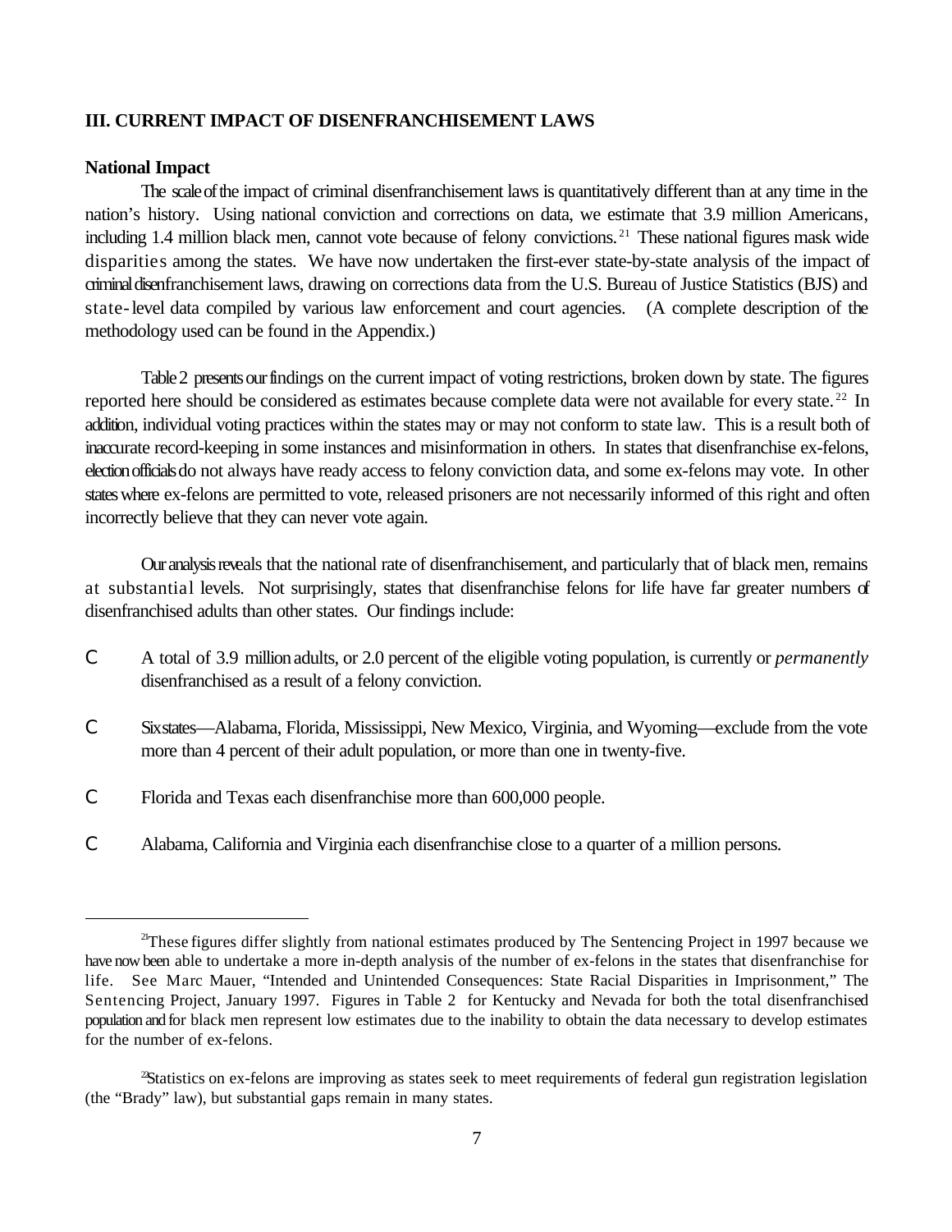## III. CURRENT IMPACT OF DISENFRANCHISEMENT LAWS

### National Impact

The scale of the impact of criminal disenfranchisement laws is quantitatively different than at any time in the nation's history. Using national conviction and corrections on data, we estimate that 3.9 million Americans, including 1.4 million black men, cannot vote because of felony convictions.[21] These national figures mask wide disparities among the states. We have now undertaken the first-ever state-by-state analysis of the impact of criminal disenfranchisement laws, drawing on corrections data from the U.S. Bureau of Justice Statistics (BJS) and state-level data compiled by various law enforcement and court agencies. (A complete description of the methodology used can be found in the Appendix.)

Table 2 presents our findings on the current impact of voting restrictions, broken down by state. The figures reported here should be considered as estimates because complete data were not available for every state.[22] In addition, individual voting practices within the states may or may not conform to state law. This is a result both of inaccurate record-keeping in some instances and misinformation in others. In states that disenfranchise ex-felons, election officials do not always have ready access to felony conviction data, and some ex-felons may vote. In other states where ex-felons are permitted to vote, released prisoners are not necessarily informed of this right and often incorrectly believe that they can never vote again.

Our analysis reveals that the national rate of disenfranchisement, and particularly that of black men, remains at substantial levels. Not surprisingly, states that disenfranchise felons for life have far greater numbers of disenfranchised adults than other states. Our findings include:

- A total of 3.9 million adults, or 2.0 percent of the eligible voting population, is currently or *permanently* disenfranchised as a result of a felony conviction.
- Six states—Alabama, Florida, Mississippi, New Mexico, Virginia, and Wyoming—exclude from the vote more than 4 percent of their adult population, or more than one in twenty-five.
- Florida and Texas each disenfranchise more than 600,000 people.
- Alabama, California and Virginia each disenfranchise close to a quarter of a million persons.

---

[21] These figures differ slightly from national estimates produced by The Sentencing Project in 1997 because we have now been able to undertake a more in-depth analysis of the number of ex-felons in the states that disenfranchise for life. See Marc Mauer, "Intended and Unintended Consequences: State Racial Disparities in Imprisonment," The Sentencing Project, January 1997. Figures in Table 2 for Kentucky and Nevada for both the total disenfranchised population and for black men represent low estimates due to the inability to obtain the data necessary to develop estimates for the number of ex-felons.

[22] Statistics on ex-felons are improving as states seek to meet requirements of federal gun registration legislation (the "Brady" law), but substantial gaps remain in many states.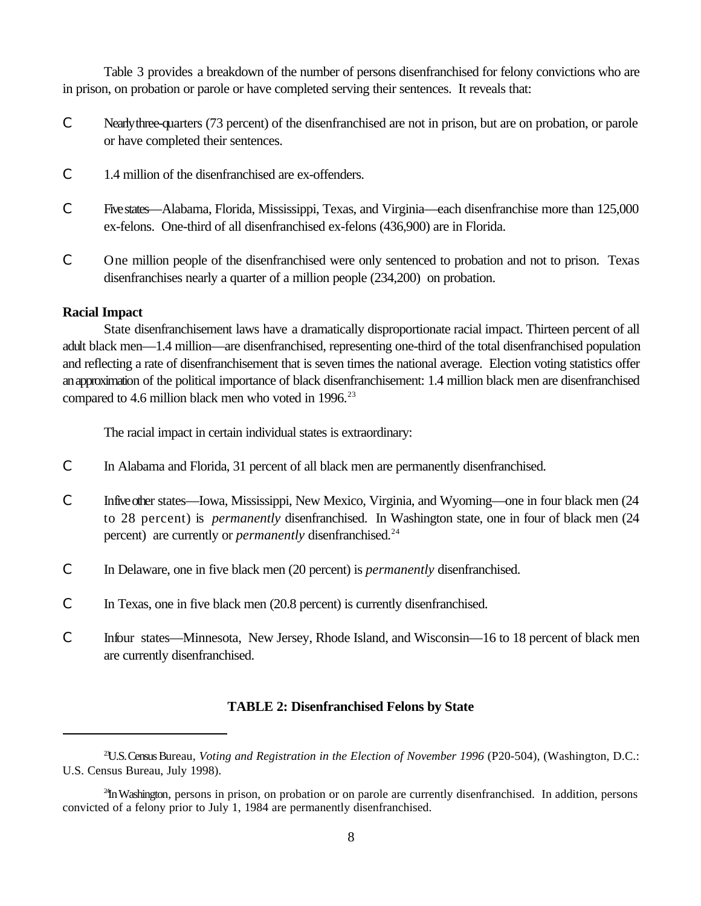Table 3 provides a breakdown of the number of persons disenfranchised for felony convictions who are in prison, on probation or parole or have completed serving their sentences. It reveals that:

- Nearly three-quarters (73 percent) of the disenfranchised are not in prison, but are on probation, or parole or have completed their sentences.
- 1.4 million of the disenfranchised are ex-offenders.
- Five states—Alabama, Florida, Mississippi, Texas, and Virginia—each disenfranchise more than 125,000 ex-felons. One-third of all disenfranchised ex-felons (436,900) are in Florida.
- One million people of the disenfranchised were only sentenced to probation and not to prison. Texas disenfranchises nearly a quarter of a million people (234,200) on probation.

**Racial Impact**

State disenfranchisement laws have a dramatically disproportionate racial impact. Thirteen percent of all adult black men—1.4 million—are disenfranchised, representing one-third of the total disenfranchised population and reflecting a rate of disenfranchisement that is seven times the national average. Election voting statistics offer an approximation of the political importance of black disenfranchisement: 1.4 million black men are disenfranchised compared to 4.6 million black men who voted in 1996.[23]

The racial impact in certain individual states is extraordinary:

- In Alabama and Florida, 31 percent of all black men are permanently disenfranchised.
- In five other states—Iowa, Mississippi, New Mexico, Virginia, and Wyoming—one in four black men (24 to 28 percent) is *permanently* disenfranchised. In Washington state, one in four of black men (24 percent) are currently or *permanently* disenfranchised.[24]
- In Delaware, one in five black men (20 percent) is *permanently* disenfranchised.
- In Texas, one in five black men (20.8 percent) is currently disenfranchised.
- In four states—Minnesota, New Jersey, Rhode Island, and Wisconsin—16 to 18 percent of black men are currently disenfranchised.

**TABLE 2: Disenfranchised Felons by State**

[23] U.S. Census Bureau, *Voting and Registration in the Election of November 1996* (P20-504), (Washington, D.C.: U.S. Census Bureau, July 1998).

[24] In Washington, persons in prison, on probation or on parole are currently disenfranchised. In addition, persons convicted of a felony prior to July 1, 1984 are permanently disenfranchised.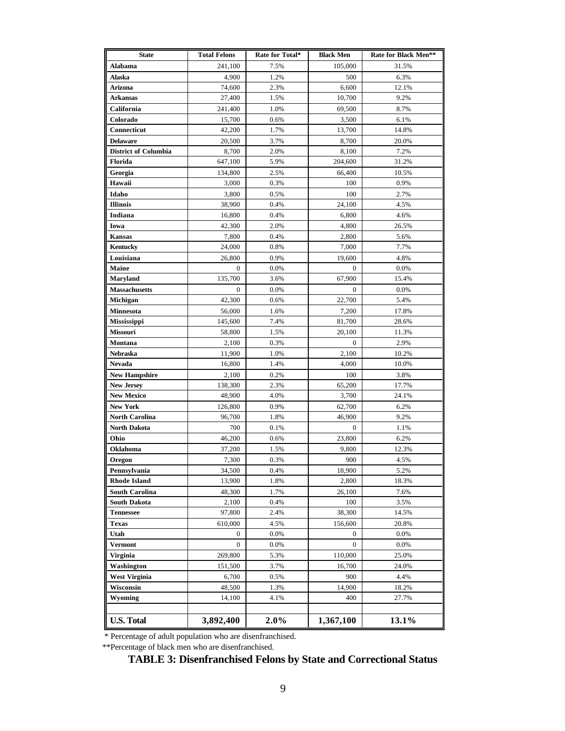| State | Total Felons | Rate for Total* | Black Men | Rate for Black Men** |
| --- | --- | --- | --- | --- |
| **Alabama** | 241,100 | 7.5% | 105,000 | 31.5% |
| **Alaska** | 4,900 | 1.2% | 500 | 6.3% |
| **Arizona** | 74,600 | 2.3% | 6,600 | 12.1% |
| **Arkansas** | 27,400 | 1.5% | 10,700 | 9.2% |
| **California** | 241,400 | 1.0% | 69,500 | 8.7% |
| **Colorado** | 15,700 | 0.6% | 3,500 | 6.1% |
| **Connecticut** | 42,200 | 1.7% | 13,700 | 14.8% |
| **Delaware** | 20,500 | 3.7% | 8,700 | 20.0% |
| **District of Columbia** | 8,700 | 2.0% | 8,100 | 7.2% |
| **Florida** | 647,100 | 5.9% | 204,600 | 31.2% |
| **Georgia** | 134,800 | 2.5% | 66,400 | 10.5% |
| **Hawaii** | 3,000 | 0.3% | 100 | 0.9% |
| **Idaho** | 3,800 | 0.5% | 100 | 2.7% |
| **Illinois** | 38,900 | 0.4% | 24,100 | 4.5% |
| **Indiana** | 16,800 | 0.4% | 6,800 | 4.6% |
| **Iowa** | 42,300 | 2.0% | 4,800 | 26.5% |
| **Kansas** | 7,800 | 0.4% | 2,800 | 5.6% |
| **Kentucky** | 24,000 | 0.8% | 7,000 | 7.7% |
| **Louisiana** | 26,800 | 0.9% | 19,600 | 4.8% |
| **Maine** | 0 | 0.0% | 0 | 0.0% |
| **Maryland** | 135,700 | 3.6% | 67,900 | 15.4% |
| **Massachusetts** | 0 | 0.0% | 0 | 0.0% |
| **Michigan** | 42,300 | 0.6% | 22,700 | 5.4% |
| **Minnesota** | 56,000 | 1.6% | 7,200 | 17.8% |
| **Mississippi** | 145,600 | 7.4% | 81,700 | 28.6% |
| **Missouri** | 58,800 | 1.5% | 20,100 | 11.3% |
| **Montana** | 2,100 | 0.3% | 0 | 2.9% |
| **Nebraska** | 11,900 | 1.0% | 2,100 | 10.2% |
| **Nevada** | 16,800 | 1.4% | 4,000 | 10.0% |
| **New Hampshire** | 2,100 | 0.2% | 100 | 3.8% |
| **New Jersey** | 138,300 | 2.3% | 65,200 | 17.7% |
| **New Mexico** | 48,900 | 4.0% | 3,700 | 24.1% |
| **New York** | 126,800 | 0.9% | 62,700 | 6.2% |
| **North Carolina** | 96,700 | 1.8% | 46,900 | 9.2% |
| **North Dakota** | 700 | 0.1% | 0 | 1.1% |
| **Ohio** | 46,200 | 0.6% | 23,800 | 6.2% |
| **Oklahoma** | 37,200 | 1.5% | 9,800 | 12.3% |
| **Oregon** | 7,300 | 0.3% | 900 | 4.5% |
| **Pennsylvania** | 34,500 | 0.4% | 18,900 | 5.2% |
| **Rhode Island** | 13,900 | 1.8% | 2,800 | 18.3% |
| **South Carolina** | 48,300 | 1.7% | 26,100 | 7.6% |
| **South Dakota** | 2,100 | 0.4% | 100 | 3.5% |
| **Tennessee** | 97,800 | 2.4% | 38,300 | 14.5% |
| **Texas** | 610,000 | 4.5% | 156,600 | 20.8% |
| **Utah** | 0 | 0.0% | 0 | 0.0% |
| **Vermont** | 0 | 0.0% | 0 | 0.0% |
| **Virginia** | 269,800 | 5.3% | 110,000 | 25.0% |
| **Washington** | 151,500 | 3.7% | 16,700 | 24.0% |
| **West Virginia** | 6,700 | 0.5% | 900 | 4.4% |
| **Wisconsin** | 48,500 | 1.3% | 14,900 | 18.2% |
| **Wyoming** | 14,100 | 4.1% | 400 | 27.7% |
| | | | | |
| **U.S. Total** | **3,892,400** | **2.0%** | **1,367,100** | **13.1%** |

\* Percentage of adult population who are disenfranchised.

**Percentage of black men who are disenfranchised.

**TABLE 3: Disenfranchised Felons by State and Correctional Status**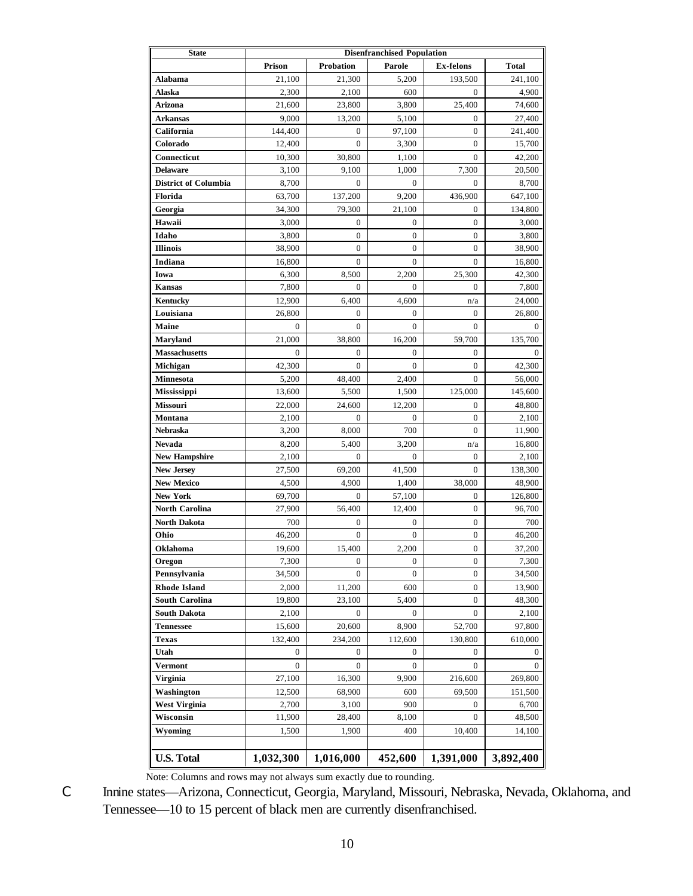| State | Disenfranchised Population | | | | |
|---|---|---|---|---|---|
| | Prison | Probation | Parole | Ex-felons | Total |
| Alabama | 21,100 | 21,300 | 5,200 | 193,500 | 241,100 |
| Alaska | 2,300 | 2,100 | 600 | 0 | 4,900 |
| Arizona | 21,600 | 23,800 | 3,800 | 25,400 | 74,600 |
| Arkansas | 9,000 | 13,200 | 5,100 | 0 | 27,400 |
| California | 144,400 | 0 | 97,100 | 0 | 241,400 |
| Colorado | 12,400 | 0 | 3,300 | 0 | 15,700 |
| Connecticut | 10,300 | 30,800 | 1,100 | 0 | 42,200 |
| Delaware | 3,100 | 9,100 | 1,000 | 7,300 | 20,500 |
| District of Columbia | 8,700 | 0 | 0 | 0 | 8,700 |
| Florida | 63,700 | 137,200 | 9,200 | 436,900 | 647,100 |
| Georgia | 34,300 | 79,300 | 21,100 | 0 | 134,800 |
| Hawaii | 3,000 | 0 | 0 | 0 | 3,000 |
| Idaho | 3,800 | 0 | 0 | 0 | 3,800 |
| Illinois | 38,900 | 0 | 0 | 0 | 38,900 |
| Indiana | 16,800 | 0 | 0 | 0 | 16,800 |
| Iowa | 6,300 | 8,500 | 2,200 | 25,300 | 42,300 |
| Kansas | 7,800 | 0 | 0 | 0 | 7,800 |
| Kentucky | 12,900 | 6,400 | 4,600 | n/a | 24,000 |
| Louisiana | 26,800 | 0 | 0 | 0 | 26,800 |
| Maine | 0 | 0 | 0 | 0 | 0 |
| Maryland | 21,000 | 38,800 | 16,200 | 59,700 | 135,700 |
| Massachusetts | 0 | 0 | 0 | 0 | 0 |
| Michigan | 42,300 | 0 | 0 | 0 | 42,300 |
| Minnesota | 5,200 | 48,400 | 2,400 | 0 | 56,000 |
| Mississippi | 13,600 | 5,500 | 1,500 | 125,000 | 145,600 |
| Missouri | 22,000 | 24,600 | 12,200 | 0 | 48,800 |
| Montana | 2,100 | 0 | 0 | 0 | 2,100 |
| Nebraska | 3,200 | 8,000 | 700 | 0 | 11,900 |
| Nevada | 8,200 | 5,400 | 3,200 | n/a | 16,800 |
| New Hampshire | 2,100 | 0 | 0 | 0 | 2,100 |
| New Jersey | 27,500 | 69,200 | 41,500 | 0 | 138,300 |
| New Mexico | 4,500 | 4,900 | 1,400 | 38,000 | 48,900 |
| New York | 69,700 | 0 | 57,100 | 0 | 126,800 |
| North Carolina | 27,900 | 56,400 | 12,400 | 0 | 96,700 |
| North Dakota | 700 | 0 | 0 | 0 | 700 |
| Ohio | 46,200 | 0 | 0 | 0 | 46,200 |
| Oklahoma | 19,600 | 15,400 | 2,200 | 0 | 37,200 |
| Oregon | 7,300 | 0 | 0 | 0 | 7,300 |
| Pennsylvania | 34,500 | 0 | 0 | 0 | 34,500 |
| Rhode Island | 2,000 | 11,200 | 600 | 0 | 13,900 |
| South Carolina | 19,800 | 23,100 | 5,400 | 0 | 48,300 |
| South Dakota | 2,100 | 0 | 0 | 0 | 2,100 |
| Tennessee | 15,600 | 20,600 | 8,900 | 52,700 | 97,800 |
| Texas | 132,400 | 234,200 | 112,600 | 130,800 | 610,000 |
| Utah | 0 | 0 | 0 | 0 | 0 |
| Vermont | 0 | 0 | 0 | 0 | 0 |
| Virginia | 27,100 | 16,300 | 9,900 | 216,600 | 269,800 |
| Washington | 12,500 | 68,900 | 600 | 69,500 | 151,500 |
| West Virginia | 2,700 | 3,100 | 900 | 0 | 6,700 |
| Wisconsin | 11,900 | 28,400 | 8,100 | 0 | 48,500 |
| Wyoming | 1,500 | 1,900 | 400 | 10,400 | 14,100 |
| **U.S. Total** | **1,032,300** | **1,016,000** | **452,600** | **1,391,000** | **3,892,400** |

Note: Columns and rows may not always sum exactly due to rounding.

- In nine states—Arizona, Connecticut, Georgia, Maryland, Missouri, Nebraska, Nevada, Oklahoma, and Tennessee—10 to 15 percent of black men are currently disenfranchised.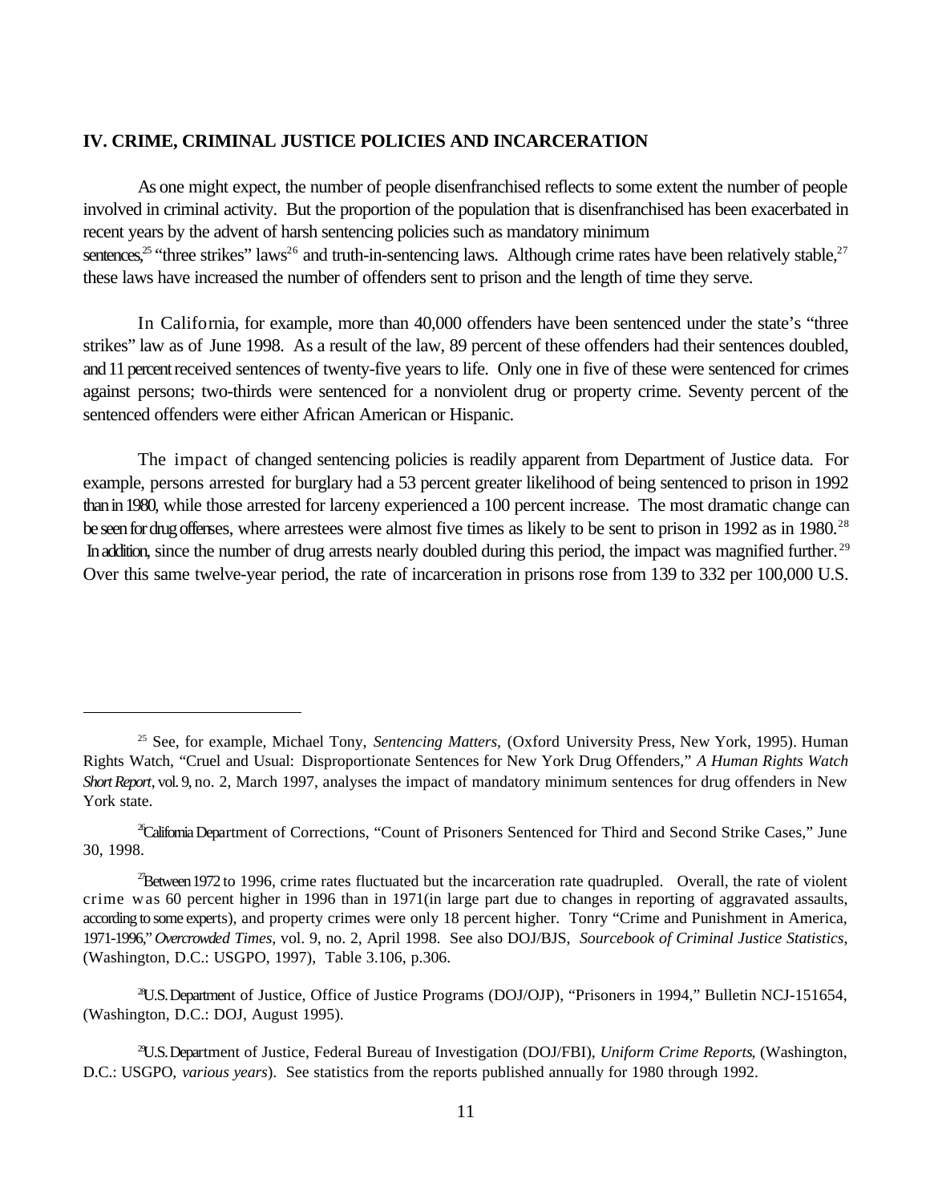## IV. CRIME, CRIMINAL JUSTICE POLICIES AND INCARCERATION

As one might expect, the number of people disenfranchised reflects to some extent the number of people involved in criminal activity. But the proportion of the population that is disenfranchised has been exacerbated in recent years by the advent of harsh sentencing policies such as mandatory minimum sentences,[25] "three strikes" laws[26] and truth-in-sentencing laws. Although crime rates have been relatively stable,[27] these laws have increased the number of offenders sent to prison and the length of time they serve.

In California, for example, more than 40,000 offenders have been sentenced under the state's "three strikes" law as of June 1998. As a result of the law, 89 percent of these offenders had their sentences doubled, and 11 percent received sentences of twenty-five years to life. Only one in five of these were sentenced for crimes against persons; two-thirds were sentenced for a nonviolent drug or property crime. Seventy percent of the sentenced offenders were either African American or Hispanic.

The impact of changed sentencing policies is readily apparent from Department of Justice data. For example, persons arrested for burglary had a 53 percent greater likelihood of being sentenced to prison in 1992 than in 1980, while those arrested for larceny experienced a 100 percent increase. The most dramatic change can be seen for drug offenses, where arrestees were almost five times as likely to be sent to prison in 1992 as in 1980.[28] In addition, since the number of drug arrests nearly doubled during this period, the impact was magnified further.[29] Over this same twelve-year period, the rate of incarceration in prisons rose from 139 to 332 per 100,000 U.S.

---

[25] See, for example, Michael Tony, *Sentencing Matters*, (Oxford University Press, New York, 1995). Human Rights Watch, "Cruel and Usual: Disproportionate Sentences for New York Drug Offenders," *A Human Rights Watch Short Report*, vol. 9, no. 2, March 1997, analyses the impact of mandatory minimum sentences for drug offenders in New York state.

[26] California Department of Corrections, "Count of Prisoners Sentenced for Third and Second Strike Cases," June 30, 1998.

[27] Between 1972 to 1996, crime rates fluctuated but the incarceration rate quadrupled. Overall, the rate of violent crime was 60 percent higher in 1996 than in 1971(in large part due to changes in reporting of aggravated assaults, according to some experts), and property crimes were only 18 percent higher. Tonry "Crime and Punishment in America, 1971-1996," *Overcrowded Times*, vol. 9, no. 2, April 1998. See also DOJ/BJS, *Sourcebook of Criminal Justice Statistics*, (Washington, D.C.: USGPO, 1997), Table 3.106, p.306.

[28] U.S. Department of Justice, Office of Justice Programs (DOJ/OJP), "Prisoners in 1994," Bulletin NCJ-151654, (Washington, D.C.: DOJ, August 1995).

[29] U.S. Department of Justice, Federal Bureau of Investigation (DOJ/FBI), *Uniform Crime Reports*, (Washington, D.C.: USGPO, *various years*). See statistics from the reports published annually for 1980 through 1992.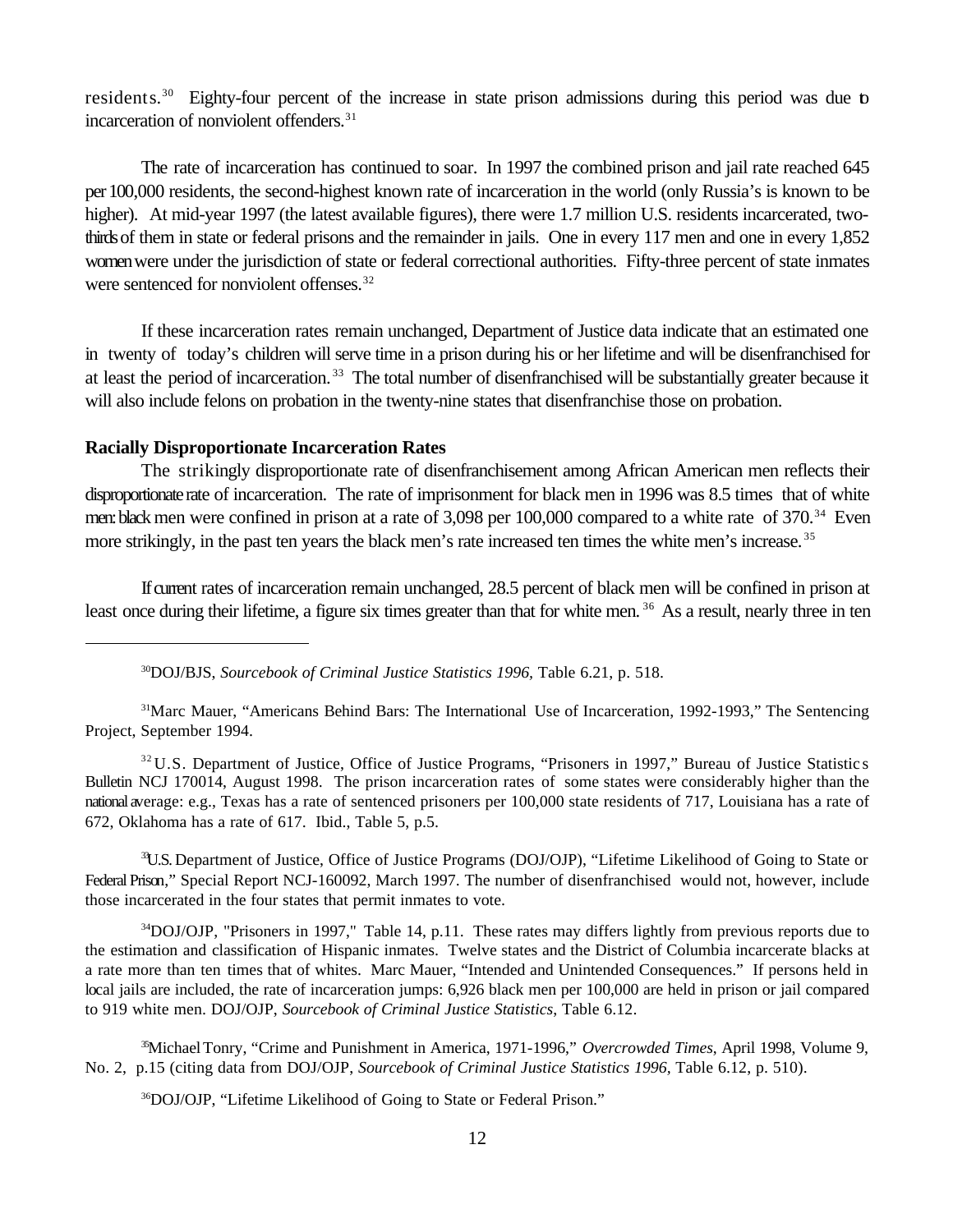residents.[30] Eighty-four percent of the increase in state prison admissions during this period was due to incarceration of nonviolent offenders.[31]

The rate of incarceration has continued to soar. In 1997 the combined prison and jail rate reached 645 per 100,000 residents, the second-highest known rate of incarceration in the world (only Russia's is known to be higher). At mid-year 1997 (the latest available figures), there were 1.7 million U.S. residents incarcerated, two-thirds of them in state or federal prisons and the remainder in jails. One in every 117 men and one in every 1,852 women were under the jurisdiction of state or federal correctional authorities. Fifty-three percent of state inmates were sentenced for nonviolent offenses.[32]

If these incarceration rates remain unchanged, Department of Justice data indicate that an estimated one in twenty of today's children will serve time in a prison during his or her lifetime and will be disenfranchised for at least the period of incarceration.[33] The total number of disenfranchised will be substantially greater because it will also include felons on probation in the twenty-nine states that disenfranchise those on probation.

**Racially Disproportionate Incarceration Rates**

The strikingly disproportionate rate of disenfranchisement among African American men reflects their disproportionate rate of incarceration. The rate of imprisonment for black men in 1996 was 8.5 times that of white men: black men were confined in prison at a rate of 3,098 per 100,000 compared to a white rate of 370.[34] Even more strikingly, in the past ten years the black men's rate increased ten times the white men's increase.[35]

If current rates of incarceration remain unchanged, 28.5 percent of black men will be confined in prison at least once during their lifetime, a figure six times greater than that for white men.[36] As a result, nearly three in ten

---

[30] DOJ/BJS, *Sourcebook of Criminal Justice Statistics 1996*, Table 6.21, p. 518.

[31] Marc Mauer, "Americans Behind Bars: The International Use of Incarceration, 1992-1993," The Sentencing Project, September 1994.

[32] U.S. Department of Justice, Office of Justice Programs, "Prisoners in 1997," Bureau of Justice Statistics Bulletin NCJ 170014, August 1998. The prison incarceration rates of some states were considerably higher than the national average: e.g., Texas has a rate of sentenced prisoners per 100,000 state residents of 717, Louisiana has a rate of 672, Oklahoma has a rate of 617. Ibid., Table 5, p.5.

[33] U.S. Department of Justice, Office of Justice Programs (DOJ/OJP), "Lifetime Likelihood of Going to State or Federal Prison," Special Report NCJ-160092, March 1997. The number of disenfranchised would not, however, include those incarcerated in the four states that permit inmates to vote.

[34] DOJ/OJP, "Prisoners in 1997," Table 14, p.11. These rates may differs lightly from previous reports due to the estimation and classification of Hispanic inmates. Twelve states and the District of Columbia incarcerate blacks at a rate more than ten times that of whites. Marc Mauer, "Intended and Unintended Consequences." If persons held in local jails are included, the rate of incarceration jumps: 6,926 black men per 100,000 are held in prison or jail compared to 919 white men. DOJ/OJP, *Sourcebook of Criminal Justice Statistics*, Table 6.12.

[35] Michael Tonry, "Crime and Punishment in America, 1971-1996," *Overcrowded Times*, April 1998, Volume 9, No. 2, p.15 (citing data from DOJ/OJP, *Sourcebook of Criminal Justice Statistics 1996*, Table 6.12, p. 510).

[36] DOJ/OJP, "Lifetime Likelihood of Going to State or Federal Prison."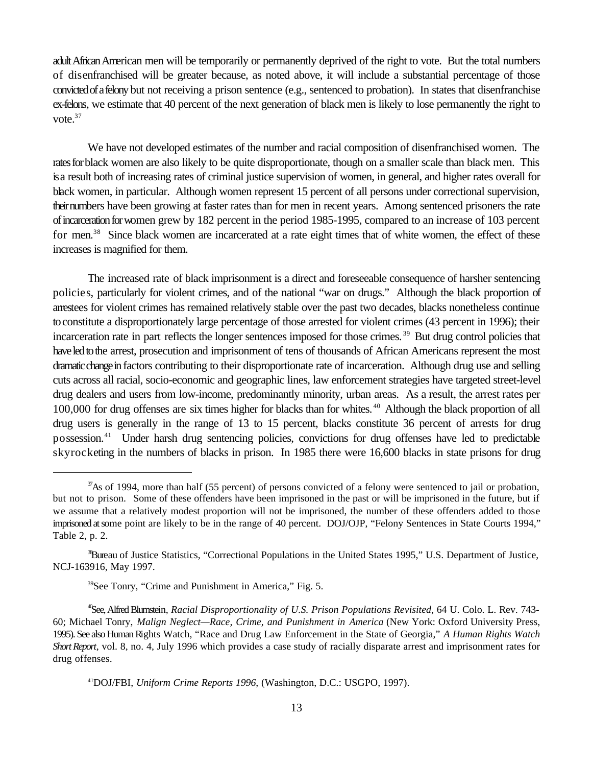adult African American men will be temporarily or permanently deprived of the right to vote. But the total numbers of disenfranchised will be greater because, as noted above, it will include a substantial percentage of those convicted of a felony but not receiving a prison sentence (e.g., sentenced to probation). In states that disenfranchise ex-felons, we estimate that 40 percent of the next generation of black men is likely to lose permanently the right to vote.[37]

We have not developed estimates of the number and racial composition of disenfranchised women. The rates for black women are also likely to be quite disproportionate, though on a smaller scale than black men. This is a result both of increasing rates of criminal justice supervision of women, in general, and higher rates overall for black women, in particular. Although women represent 15 percent of all persons under correctional supervision, their numbers have been growing at faster rates than for men in recent years. Among sentenced prisoners the rate of incarceration for women grew by 182 percent in the period 1985-1995, compared to an increase of 103 percent for men.[38] Since black women are incarcerated at a rate eight times that of white women, the effect of these increases is magnified for them.

The increased rate of black imprisonment is a direct and foreseeable consequence of harsher sentencing policies, particularly for violent crimes, and of the national "war on drugs." Although the black proportion of arrestees for violent crimes has remained relatively stable over the past two decades, blacks nonetheless continue to constitute a disproportionately large percentage of those arrested for violent crimes (43 percent in 1996); their incarceration rate in part reflects the longer sentences imposed for those crimes.[39] But drug control policies that have led to the arrest, prosecution and imprisonment of tens of thousands of African Americans represent the most dramatic change in factors contributing to their disproportionate rate of incarceration. Although drug use and selling cuts across all racial, socio-economic and geographic lines, law enforcement strategies have targeted street-level drug dealers and users from low-income, predominantly minority, urban areas. As a result, the arrest rates per 100,000 for drug offenses are six times higher for blacks than for whites.[40] Although the black proportion of all drug users is generally in the range of 13 to 15 percent, blacks constitute 36 percent of arrests for drug possession.[41] Under harsh drug sentencing policies, convictions for drug offenses have led to predictable skyrocketing in the numbers of blacks in prison. In 1985 there were 16,600 blacks in state prisons for drug

---

[37] As of 1994, more than half (55 percent) of persons convicted of a felony were sentenced to jail or probation, but not to prison. Some of these offenders have been imprisoned in the past or will be imprisoned in the future, but if we assume that a relatively modest proportion will not be imprisoned, the number of these offenders added to those imprisoned at some point are likely to be in the range of 40 percent. DOJ/OJP, "Felony Sentences in State Courts 1994," Table 2, p. 2.

[38] Bureau of Justice Statistics, "Correctional Populations in the United States 1995," U.S. Department of Justice, NCJ-163916, May 1997.

[39] See Tonry, "Crime and Punishment in America," Fig. 5.

[40] See, Alfred Blumstein, *Racial Disproportionality of U.S. Prison Populations Revisited*, 64 U. Colo. L. Rev. 743-60; Michael Tonry, *Malign Neglect—Race, Crime, and Punishment in America* (New York: Oxford University Press, 1995). See also Human Rights Watch, "Race and Drug Law Enforcement in the State of Georgia," *A Human Rights Watch Short Report*, vol. 8, no. 4, July 1996 which provides a case study of racially disparate arrest and imprisonment rates for drug offenses.

[41] DOJ/FBI, *Uniform Crime Reports 1996*, (Washington, D.C.: USGPO, 1997).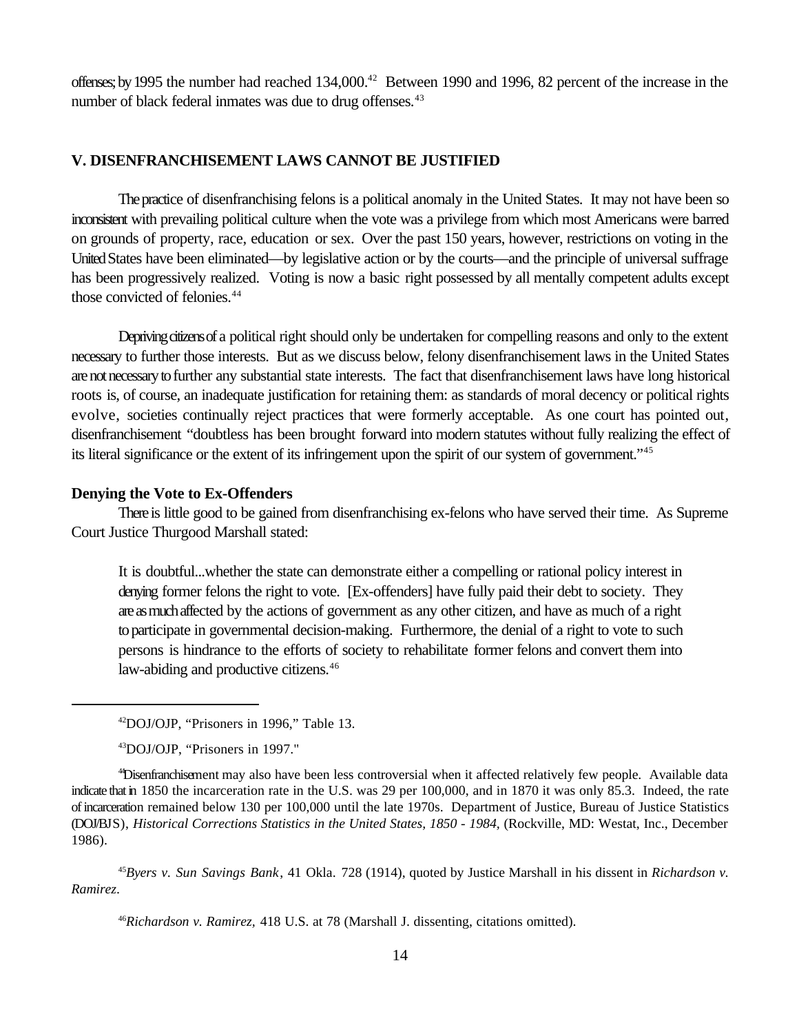offenses; by 1995 the number had reached 134,000.[42] Between 1990 and 1996, 82 percent of the increase in the number of black federal inmates was due to drug offenses.[43]

## V. DISENFRANCHISEMENT LAWS CANNOT BE JUSTIFIED

The practice of disenfranchising felons is a political anomaly in the United States. It may not have been so inconsistent with prevailing political culture when the vote was a privilege from which most Americans were barred on grounds of property, race, education or sex. Over the past 150 years, however, restrictions on voting in the United States have been eliminated—by legislative action or by the courts—and the principle of universal suffrage has been progressively realized. Voting is now a basic right possessed by all mentally competent adults except those convicted of felonies.[44]

Depriving citizens of a political right should only be undertaken for compelling reasons and only to the extent necessary to further those interests. But as we discuss below, felony disenfranchisement laws in the United States are not necessary to further any substantial state interests. The fact that disenfranchisement laws have long historical roots is, of course, an inadequate justification for retaining them: as standards of moral decency or political rights evolve, societies continually reject practices that were formerly acceptable. As one court has pointed out, disenfranchisement "doubtless has been brought forward into modern statutes without fully realizing the effect of its literal significance or the extent of its infringement upon the spirit of our system of government."[45]

### Denying the Vote to Ex-Offenders

There is little good to be gained from disenfranchising ex-felons who have served their time. As Supreme Court Justice Thurgood Marshall stated:

> It is doubtful...whether the state can demonstrate either a compelling or rational policy interest in denying former felons the right to vote. [Ex-offenders] have fully paid their debt to society. They are as much affected by the actions of government as any other citizen, and have as much of a right to participate in governmental decision-making. Furthermore, the denial of a right to vote to such persons is hindrance to the efforts of society to rehabilitate former felons and convert them into law-abiding and productive citizens.[46]

---

[42] DOJ/OJP, "Prisoners in 1996," Table 13.

[43] DOJ/OJP, "Prisoners in 1997."

[44] Disenfranchisement may also have been less controversial when it affected relatively few people. Available data indicate that in 1850 the incarceration rate in the U.S. was 29 per 100,000, and in 1870 it was only 85.3. Indeed, the rate of incarceration remained below 130 per 100,000 until the late 1970s. Department of Justice, Bureau of Justice Statistics (DOJ/BJS), *Historical Corrections Statistics in the United States, 1850 - 1984*, (Rockville, MD: Westat, Inc., December 1986).

[45] *Byers v. Sun Savings Bank*, 41 Okla. 728 (1914), quoted by Justice Marshall in his dissent in *Richardson v. Ramirez*.

[46] *Richardson v. Ramirez*, 418 U.S. at 78 (Marshall J. dissenting, citations omitted).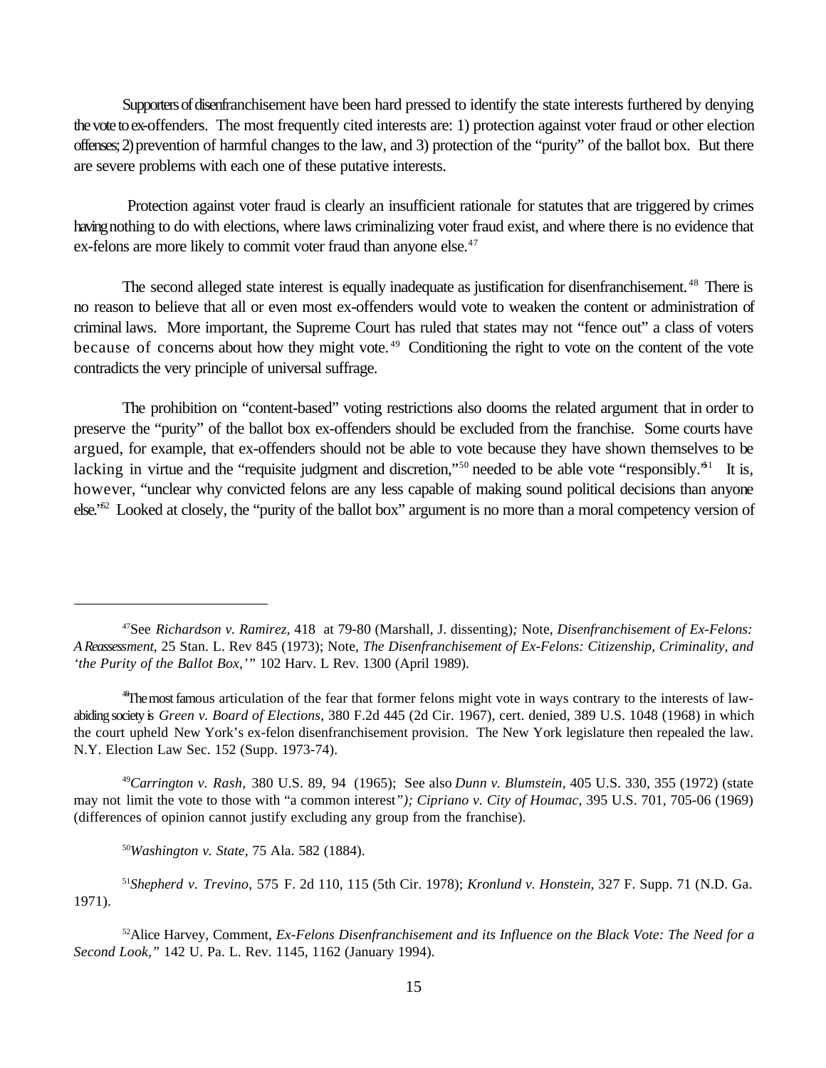Supporters of disenfranchisement have been hard pressed to identify the state interests furthered by denying the vote to ex-offenders. The most frequently cited interests are: 1) protection against voter fraud or other election offenses; 2) prevention of harmful changes to the law, and 3) protection of the "purity" of the ballot box. But there are severe problems with each one of these putative interests.

Protection against voter fraud is clearly an insufficient rationale for statutes that are triggered by crimes having nothing to do with elections, where laws criminalizing voter fraud exist, and where there is no evidence that ex-felons are more likely to commit voter fraud than anyone else.[47]

The second alleged state interest is equally inadequate as justification for disenfranchisement.[48] There is no reason to believe that all or even most ex-offenders would vote to weaken the content or administration of criminal laws. More important, the Supreme Court has ruled that states may not "fence out" a class of voters because of concerns about how they might vote.[49] Conditioning the right to vote on the content of the vote contradicts the very principle of universal suffrage.

The prohibition on "content-based" voting restrictions also dooms the related argument that in order to preserve the "purity" of the ballot box ex-offenders should be excluded from the franchise. Some courts have argued, for example, that ex-offenders should not be able to vote because they have shown themselves to be lacking in virtue and the "requisite judgment and discretion,"[50] needed to be able vote "responsibly."[51] It is, however, "unclear why convicted felons are any less capable of making sound political decisions than anyone else."[52] Looked at closely, the "purity of the ballot box" argument is no more than a moral competency version of

---

[47] See *Richardson v. Ramirez*, 418 at 79-80 (Marshall, J. dissenting); Note, *Disenfranchisement of Ex-Felons: A Reassessment*, 25 Stan. L. Rev 845 (1973); Note, *The Disenfranchisement of Ex-Felons: Citizenship, Criminality, and 'the Purity of the Ballot Box,'"* 102 Harv. L Rev. 1300 (April 1989).

[48] The most famous articulation of the fear that former felons might vote in ways contrary to the interests of law-abiding society is *Green v. Board of Elections*, 380 F.2d 445 (2d Cir. 1967), cert. denied, 389 U.S. 1048 (1968) in which the court upheld New York's ex-felon disenfranchisement provision. The New York legislature then repealed the law. N.Y. Election Law Sec. 152 (Supp. 1973-74).

[49] *Carrington v. Rash*, 380 U.S. 89, 94 (1965); See also *Dunn v. Blumstein*, 405 U.S. 330, 355 (1972) (state may not limit the vote to those with "a common interest"); *Cipriano v. City of Houmac*, 395 U.S. 701, 705-06 (1969) (differences of opinion cannot justify excluding any group from the franchise).

[50] *Washington v. State*, 75 Ala. 582 (1884).

[51] *Shepherd v. Trevino*, 575 F. 2d 110, 115 (5th Cir. 1978); *Kronlund v. Honstein*, 327 F. Supp. 71 (N.D. Ga. 1971).

[52] Alice Harvey, Comment, *Ex-Felons Disenfranchisement and its Influence on the Black Vote: The Need for a Second Look*," 142 U. Pa. L. Rev. 1145, 1162 (January 1994).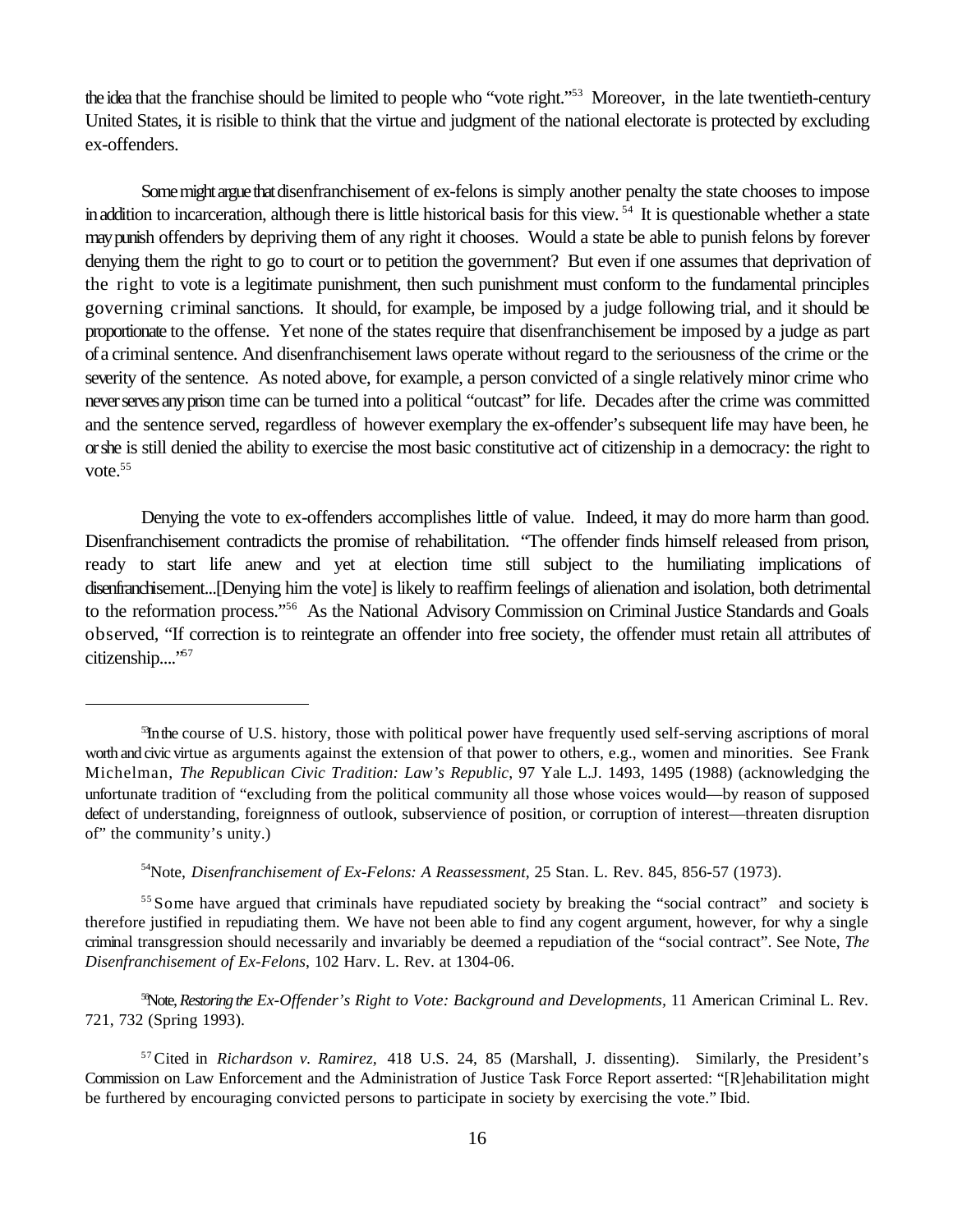the idea that the franchise should be limited to people who "vote right."[53] Moreover, in the late twentieth-century United States, it is risible to think that the virtue and judgment of the national electorate is protected by excluding ex-offenders.

Some might argue that disenfranchisement of ex-felons is simply another penalty the state chooses to impose in addition to incarceration, although there is little historical basis for this view.[54] It is questionable whether a state may punish offenders by depriving them of any right it chooses. Would a state be able to punish felons by forever denying them the right to go to court or to petition the government? But even if one assumes that deprivation of the right to vote is a legitimate punishment, then such punishment must conform to the fundamental principles governing criminal sanctions. It should, for example, be imposed by a judge following trial, and it should be proportionate to the offense. Yet none of the states require that disenfranchisement be imposed by a judge as part of a criminal sentence. And disenfranchisement laws operate without regard to the seriousness of the crime or the severity of the sentence. As noted above, for example, a person convicted of a single relatively minor crime who never serves any prison time can be turned into a political "outcast" for life. Decades after the crime was committed and the sentence served, regardless of however exemplary the ex-offender's subsequent life may have been, he or she is still denied the ability to exercise the most basic constitutive act of citizenship in a democracy: the right to vote.[55]

Denying the vote to ex-offenders accomplishes little of value. Indeed, it may do more harm than good. Disenfranchisement contradicts the promise of rehabilitation. "The offender finds himself released from prison, ready to start life anew and yet at election time still subject to the humiliating implications of disenfranchisement...[Denying him the vote] is likely to reaffirm feelings of alienation and isolation, both detrimental to the reformation process."[56] As the National Advisory Commission on Criminal Justice Standards and Goals observed, "If correction is to reintegrate an offender into free society, the offender must retain all attributes of citizenship...."[57]

---

[53] In the course of U.S. history, those with political power have frequently used self-serving ascriptions of moral worth and civic virtue as arguments against the extension of that power to others, e.g., women and minorities. See Frank Michelman, *The Republican Civic Tradition: Law's Republic*, 97 Yale L.J. 1493, 1495 (1988) (acknowledging the unfortunate tradition of "excluding from the political community all those whose voices would—by reason of supposed defect of understanding, foreignness of outlook, subservience of position, or corruption of interest—threaten disruption of" the community's unity.)

[54] Note, *Disenfranchisement of Ex-Felons: A Reassessment*, 25 Stan. L. Rev. 845, 856-57 (1973).

[55] Some have argued that criminals have repudiated society by breaking the "social contract" and society is therefore justified in repudiating them. We have not been able to find any cogent argument, however, for why a single criminal transgression should necessarily and invariably be deemed a repudiation of the "social contract". See Note, *The Disenfranchisement of Ex-Felons*, 102 Harv. L. Rev. at 1304-06.

[56] Note, *Restoring the Ex-Offender's Right to Vote: Background and Developments*, 11 American Criminal L. Rev. 721, 732 (Spring 1993).

[57] Cited in *Richardson v. Ramirez*, 418 U.S. 24, 85 (Marshall, J. dissenting). Similarly, the President's Commission on Law Enforcement and the Administration of Justice Task Force Report asserted: "[R]ehabilitation might be furthered by encouraging convicted persons to participate in society by exercising the vote." Ibid.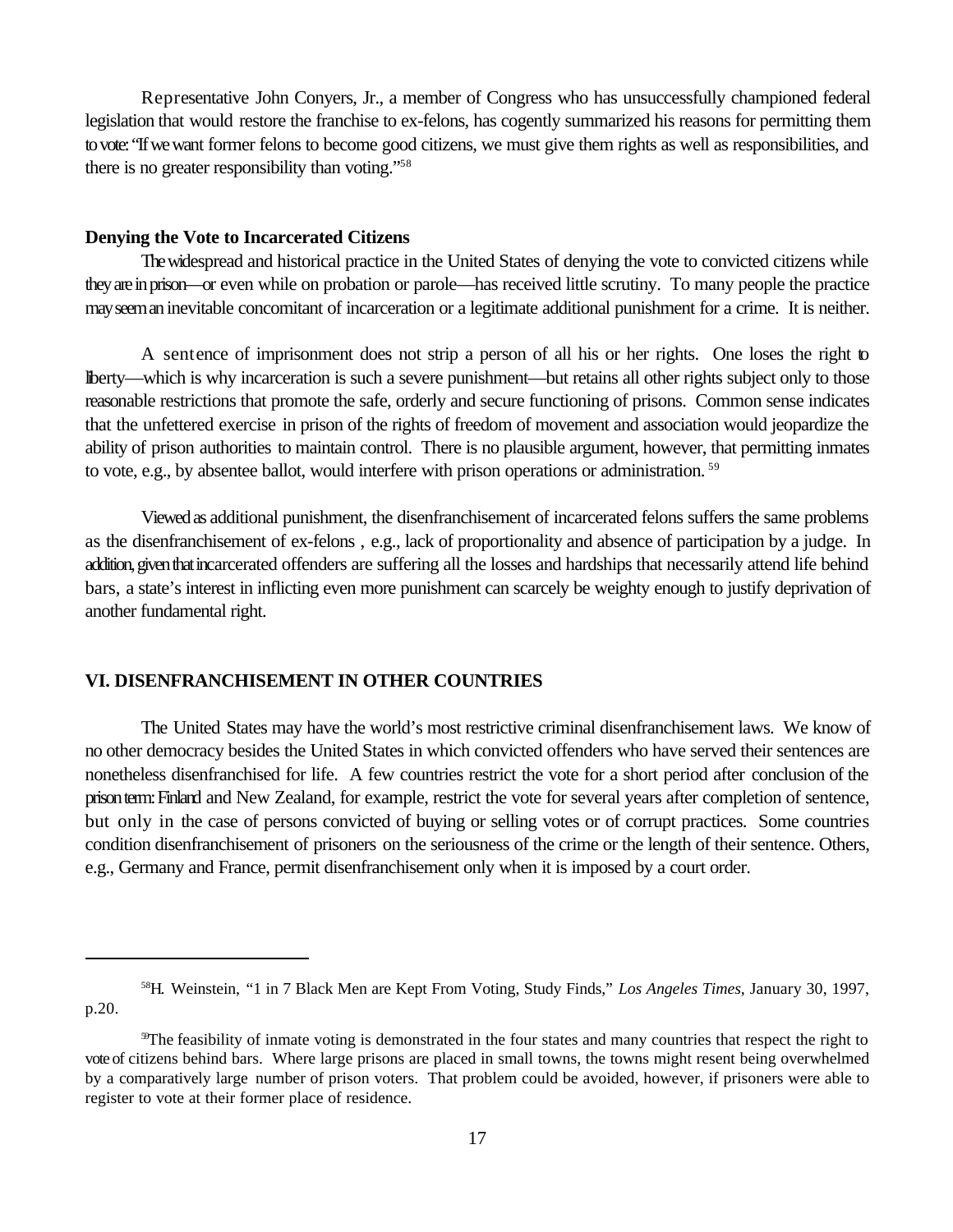Representative John Conyers, Jr., a member of Congress who has unsuccessfully championed federal legislation that would restore the franchise to ex-felons, has cogently summarized his reasons for permitting them to vote: "If we want former felons to become good citizens, we must give them rights as well as responsibilities, and there is no greater responsibility than voting."[58]

**Denying the Vote to Incarcerated Citizens**

The widespread and historical practice in the United States of denying the vote to convicted citizens while they are in prison—or even while on probation or parole—has received little scrutiny. To many people the practice may seem an inevitable concomitant of incarceration or a legitimate additional punishment for a crime. It is neither.

A sentence of imprisonment does not strip a person of all his or her rights. One loses the right to liberty—which is why incarceration is such a severe punishment—but retains all other rights subject only to those reasonable restrictions that promote the safe, orderly and secure functioning of prisons. Common sense indicates that the unfettered exercise in prison of the rights of freedom of movement and association would jeopardize the ability of prison authorities to maintain control. There is no plausible argument, however, that permitting inmates to vote, e.g., by absentee ballot, would interfere with prison operations or administration.[59]

Viewed as additional punishment, the disenfranchisement of incarcerated felons suffers the same problems as the disenfranchisement of ex-felons , e.g., lack of proportionality and absence of participation by a judge. In addition, given that incarcerated offenders are suffering all the losses and hardships that necessarily attend life behind bars, a state's interest in inflicting even more punishment can scarcely be weighty enough to justify deprivation of another fundamental right.

**VI. DISENFRANCHISEMENT IN OTHER COUNTRIES**

The United States may have the world's most restrictive criminal disenfranchisement laws. We know of no other democracy besides the United States in which convicted offenders who have served their sentences are nonetheless disenfranchised for life. A few countries restrict the vote for a short period after conclusion of the prison term: Finland and New Zealand, for example, restrict the vote for several years after completion of sentence, but only in the case of persons convicted of buying or selling votes or of corrupt practices. Some countries condition disenfranchisement of prisoners on the seriousness of the crime or the length of their sentence. Others, e.g., Germany and France, permit disenfranchisement only when it is imposed by a court order.

---

[58] H. Weinstein, "1 in 7 Black Men are Kept From Voting, Study Finds," *Los Angeles Times*, January 30, 1997, p.20.

[59] The feasibility of inmate voting is demonstrated in the four states and many countries that respect the right to vote of citizens behind bars. Where large prisons are placed in small towns, the towns might resent being overwhelmed by a comparatively large number of prison voters. That problem could be avoided, however, if prisoners were able to register to vote at their former place of residence.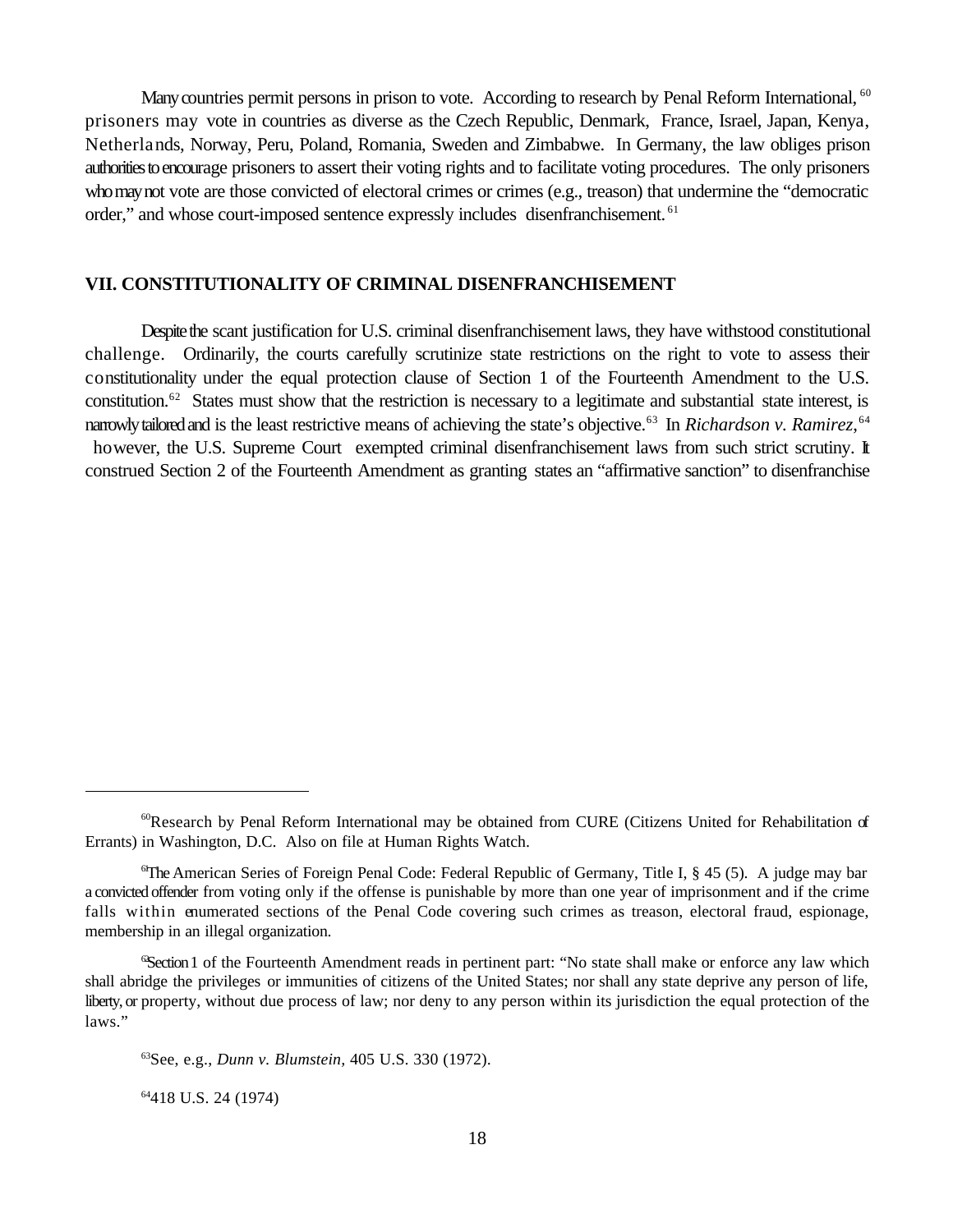Many countries permit persons in prison to vote. According to research by Penal Reform International,[60] prisoners may vote in countries as diverse as the Czech Republic, Denmark, France, Israel, Japan, Kenya, Netherlands, Norway, Peru, Poland, Romania, Sweden and Zimbabwe. In Germany, the law obliges prison authorities to encourage prisoners to assert their voting rights and to facilitate voting procedures. The only prisoners who may not vote are those convicted of electoral crimes or crimes (e.g., treason) that undermine the "democratic order," and whose court-imposed sentence expressly includes disenfranchisement.[61]

## VII. CONSTITUTIONALITY OF CRIMINAL DISENFRANCHISEMENT

Despite the scant justification for U.S. criminal disenfranchisement laws, they have withstood constitutional challenge. Ordinarily, the courts carefully scrutinize state restrictions on the right to vote to assess their constitutionality under the equal protection clause of Section 1 of the Fourteenth Amendment to the U.S. constitution.[62] States must show that the restriction is necessary to a legitimate and substantial state interest, is narrowly tailored and is the least restrictive means of achieving the state's objective.[63] In *Richardson v. Ramirez*,[64] however, the U.S. Supreme Court exempted criminal disenfranchisement laws from such strict scrutiny. It construed Section 2 of the Fourteenth Amendment as granting states an "affirmative sanction" to disenfranchise

---

[60] Research by Penal Reform International may be obtained from CURE (Citizens United for Rehabilitation of Errants) in Washington, D.C. Also on file at Human Rights Watch.

[61] The American Series of Foreign Penal Code: Federal Republic of Germany, Title I, § 45 (5). A judge may bar a convicted offender from voting only if the offense is punishable by more than one year of imprisonment and if the crime falls within enumerated sections of the Penal Code covering such crimes as treason, electoral fraud, espionage, membership in an illegal organization.

[62] Section 1 of the Fourteenth Amendment reads in pertinent part: "No state shall make or enforce any law which shall abridge the privileges or immunities of citizens of the United States; nor shall any state deprive any person of life, liberty, or property, without due process of law; nor deny to any person within its jurisdiction the equal protection of the laws."

[63] See, e.g., *Dunn v. Blumstein*, 405 U.S. 330 (1972).

[64] 418 U.S. 24 (1974)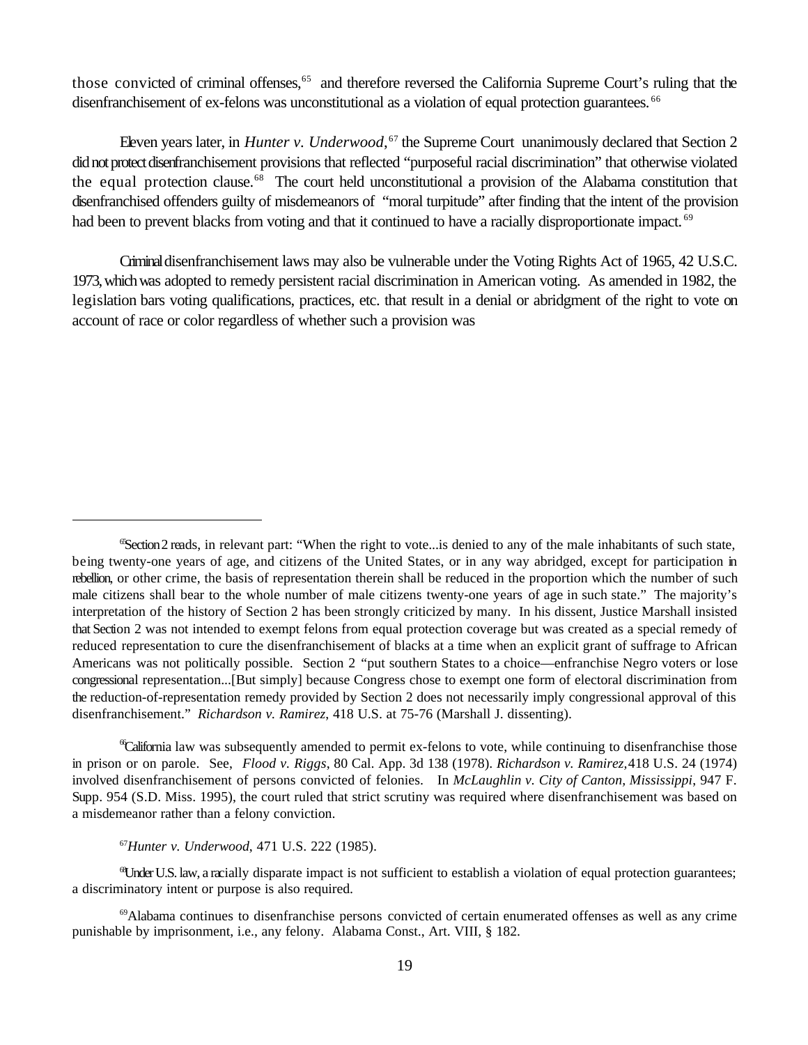those convicted of criminal offenses,[65] and therefore reversed the California Supreme Court's ruling that the disenfranchisement of ex-felons was unconstitutional as a violation of equal protection guarantees.[66]

Eleven years later, in *Hunter v. Underwood*,[67] the Supreme Court unanimously declared that Section 2 did not protect disenfranchisement provisions that reflected "purposeful racial discrimination" that otherwise violated the equal protection clause.[68] The court held unconstitutional a provision of the Alabama constitution that disenfranchised offenders guilty of misdemeanors of "moral turpitude" after finding that the intent of the provision had been to prevent blacks from voting and that it continued to have a racially disproportionate impact.[69]

Criminal disenfranchisement laws may also be vulnerable under the Voting Rights Act of 1965, 42 U.S.C. 1973, which was adopted to remedy persistent racial discrimination in American voting. As amended in 1982, the legislation bars voting qualifications, practices, etc. that result in a denial or abridgment of the right to vote on account of race or color regardless of whether such a provision was

---

[65]Section 2 reads, in relevant part: "When the right to vote...is denied to any of the male inhabitants of such state, being twenty-one years of age, and citizens of the United States, or in any way abridged, except for participation in rebellion, or other crime, the basis of representation therein shall be reduced in the proportion which the number of such male citizens shall bear to the whole number of male citizens twenty-one years of age in such state." The majority's interpretation of the history of Section 2 has been strongly criticized by many. In his dissent, Justice Marshall insisted that Section 2 was not intended to exempt felons from equal protection coverage but was created as a special remedy of reduced representation to cure the disenfranchisement of blacks at a time when an explicit grant of suffrage to African Americans was not politically possible. Section 2 "put southern States to a choice—enfranchise Negro voters or lose congressional representation...[But simply] because Congress chose to exempt one form of electoral discrimination from the reduction-of-representation remedy provided by Section 2 does not necessarily imply congressional approval of this disenfranchisement." *Richardson v. Ramirez*, 418 U.S. at 75-76 (Marshall J. dissenting).

[66]California law was subsequently amended to permit ex-felons to vote, while continuing to disenfranchise those in prison or on parole. See, *Flood v. Riggs*, 80 Cal. App. 3d 138 (1978). *Richardson v. Ramirez*, 418 U.S. 24 (1974) involved disenfranchisement of persons convicted of felonies. In *McLaughlin v. City of Canton, Mississippi*, 947 F. Supp. 954 (S.D. Miss. 1995), the court ruled that strict scrutiny was required where disenfranchisement was based on a misdemeanor rather than a felony conviction.

[67]*Hunter v. Underwood*, 471 U.S. 222 (1985).

[68]Under U.S. law, a racially disparate impact is not sufficient to establish a violation of equal protection guarantees; a discriminatory intent or purpose is also required.

[69]Alabama continues to disenfranchise persons convicted of certain enumerated offenses as well as any crime punishable by imprisonment, i.e., any felony. Alabama Const., Art. VIII, § 182.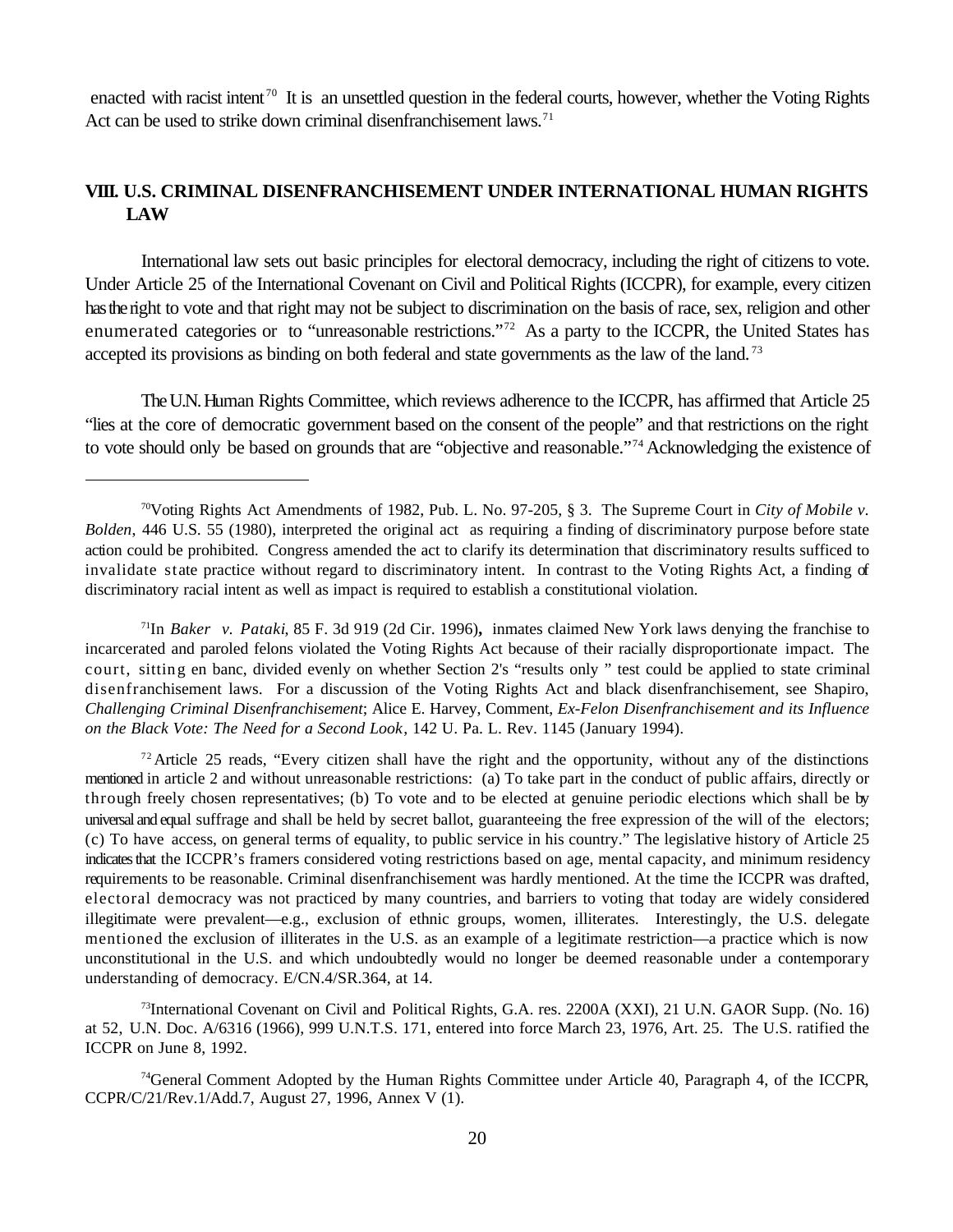enacted with racist intent[70] It is an unsettled question in the federal courts, however, whether the Voting Rights Act can be used to strike down criminal disenfranchisement laws.[71]

## VIII. U.S. CRIMINAL DISENFRANCHISEMENT UNDER INTERNATIONAL HUMAN RIGHTS LAW

International law sets out basic principles for electoral democracy, including the right of citizens to vote. Under Article 25 of the International Covenant on Civil and Political Rights (ICCPR), for example, every citizen has the right to vote and that right may not be subject to discrimination on the basis of race, sex, religion and other enumerated categories or to "unreasonable restrictions."[72] As a party to the ICCPR, the United States has accepted its provisions as binding on both federal and state governments as the law of the land.[73]

The U.N. Human Rights Committee, which reviews adherence to the ICCPR, has affirmed that Article 25 "lies at the core of democratic government based on the consent of the people" and that restrictions on the right to vote should only be based on grounds that are "objective and reasonable."[74] Acknowledging the existence of

---

[70]Voting Rights Act Amendments of 1982, Pub. L. No. 97-205, § 3. The Supreme Court in *City of Mobile v. Bolden*, 446 U.S. 55 (1980), interpreted the original act as requiring a finding of discriminatory purpose before state action could be prohibited. Congress amended the act to clarify its determination that discriminatory results sufficed to invalidate state practice without regard to discriminatory intent. In contrast to the Voting Rights Act, a finding of discriminatory racial intent as well as impact is required to establish a constitutional violation.

[71]In *Baker v. Pataki*, 85 F. 3d 919 (2d Cir. 1996), inmates claimed New York laws denying the franchise to incarcerated and paroled felons violated the Voting Rights Act because of their racially disproportionate impact. The court, sitting en banc, divided evenly on whether Section 2's "results only " test could be applied to state criminal disenfranchisement laws. For a discussion of the Voting Rights Act and black disenfranchisement, see Shapiro, *Challenging Criminal Disenfranchisement*; Alice E. Harvey, Comment, *Ex-Felon Disenfranchisement and its Influence on the Black Vote: The Need for a Second Look*, 142 U. Pa. L. Rev. 1145 (January 1994).

[72] Article 25 reads, "Every citizen shall have the right and the opportunity, without any of the distinctions mentioned in article 2 and without unreasonable restrictions: (a) To take part in the conduct of public affairs, directly or through freely chosen representatives; (b) To vote and to be elected at genuine periodic elections which shall be by universal and equal suffrage and shall be held by secret ballot, guaranteeing the free expression of the will of the electors; (c) To have access, on general terms of equality, to public service in his country." The legislative history of Article 25 indicates that the ICCPR's framers considered voting restrictions based on age, mental capacity, and minimum residency requirements to be reasonable. Criminal disenfranchisement was hardly mentioned. At the time the ICCPR was drafted, electoral democracy was not practiced by many countries, and barriers to voting that today are widely considered illegitimate were prevalent—e.g., exclusion of ethnic groups, women, illiterates. Interestingly, the U.S. delegate mentioned the exclusion of illiterates in the U.S. as an example of a legitimate restriction—a practice which is now unconstitutional in the U.S. and which undoubtedly would no longer be deemed reasonable under a contemporary understanding of democracy. E/CN.4/SR.364, at 14.

[73]International Covenant on Civil and Political Rights, G.A. res. 2200A (XXI), 21 U.N. GAOR Supp. (No. 16) at 52, U.N. Doc. A/6316 (1966), 999 U.N.T.S. 171, entered into force March 23, 1976, Art. 25. The U.S. ratified the ICCPR on June 8, 1992.

[74]General Comment Adopted by the Human Rights Committee under Article 40, Paragraph 4, of the ICCPR, CCPR/C/21/Rev.1/Add.7, August 27, 1996, Annex V (1).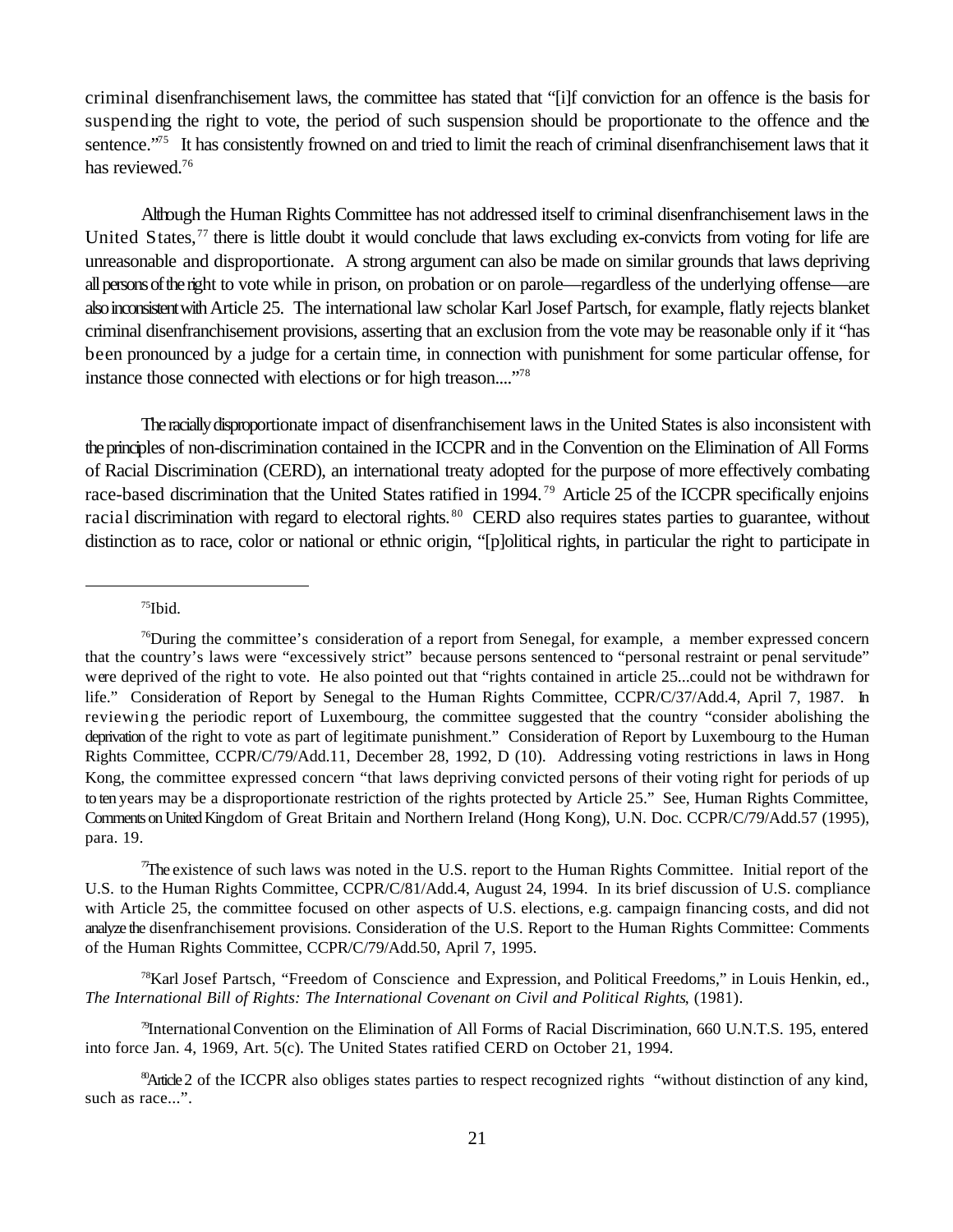criminal disenfranchisement laws, the committee has stated that "[i]f conviction for an offence is the basis for suspending the right to vote, the period of such suspension should be proportionate to the offence and the sentence."[75] It has consistently frowned on and tried to limit the reach of criminal disenfranchisement laws that it has reviewed.[76]

Although the Human Rights Committee has not addressed itself to criminal disenfranchisement laws in the United States,[77] there is little doubt it would conclude that laws excluding ex-convicts from voting for life are unreasonable and disproportionate. A strong argument can also be made on similar grounds that laws depriving all persons of the right to vote while in prison, on probation or on parole—regardless of the underlying offense—are also inconsistent with Article 25. The international law scholar Karl Josef Partsch, for example, flatly rejects blanket criminal disenfranchisement provisions, asserting that an exclusion from the vote may be reasonable only if it "has been pronounced by a judge for a certain time, in connection with punishment for some particular offense, for instance those connected with elections or for high treason...."[78]

The racially disproportionate impact of disenfranchisement laws in the United States is also inconsistent with the principles of non-discrimination contained in the ICCPR and in the Convention on the Elimination of All Forms of Racial Discrimination (CERD), an international treaty adopted for the purpose of more effectively combating race-based discrimination that the United States ratified in 1994.[79] Article 25 of the ICCPR specifically enjoins racial discrimination with regard to electoral rights.[80] CERD also requires states parties to guarantee, without distinction as to race, color or national or ethnic origin, "[p]olitical rights, in particular the right to participate in

---

[75]Ibid.

[76]During the committee's consideration of a report from Senegal, for example, a member expressed concern that the country's laws were "excessively strict" because persons sentenced to "personal restraint or penal servitude" were deprived of the right to vote. He also pointed out that "rights contained in article 25...could not be withdrawn for life." Consideration of Report by Senegal to the Human Rights Committee, CCPR/C/37/Add.4, April 7, 1987. In reviewing the periodic report of Luxembourg, the committee suggested that the country "consider abolishing the deprivation of the right to vote as part of legitimate punishment." Consideration of Report by Luxembourg to the Human Rights Committee, CCPR/C/79/Add.11, December 28, 1992, D (10). Addressing voting restrictions in laws in Hong Kong, the committee expressed concern "that laws depriving convicted persons of their voting right for periods of up to ten years may be a disproportionate restriction of the rights protected by Article 25." See, Human Rights Committee, Comments on United Kingdom of Great Britain and Northern Ireland (Hong Kong), U.N. Doc. CCPR/C/79/Add.57 (1995), para. 19.

[77]The existence of such laws was noted in the U.S. report to the Human Rights Committee. Initial report of the U.S. to the Human Rights Committee, CCPR/C/81/Add.4, August 24, 1994. In its brief discussion of U.S. compliance with Article 25, the committee focused on other aspects of U.S. elections, e.g. campaign financing costs, and did not analyze the disenfranchisement provisions. Consideration of the U.S. Report to the Human Rights Committee: Comments of the Human Rights Committee, CCPR/C/79/Add.50, April 7, 1995.

[78]Karl Josef Partsch, "Freedom of Conscience and Expression, and Political Freedoms," in Louis Henkin, ed., *The International Bill of Rights: The International Covenant on Civil and Political Rights*, (1981).

[79]International Convention on the Elimination of All Forms of Racial Discrimination, 660 U.N.T.S. 195, entered into force Jan. 4, 1969, Art. 5(c). The United States ratified CERD on October 21, 1994.

[80]Article 2 of the ICCPR also obliges states parties to respect recognized rights "without distinction of any kind, such as race...".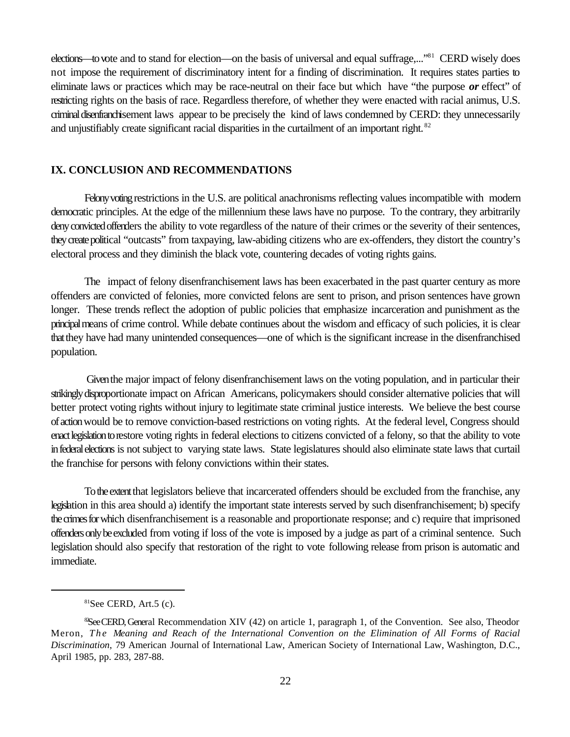elections—to vote and to stand for election—on the basis of universal and equal suffrage,..."[81] CERD wisely does not impose the requirement of discriminatory intent for a finding of discrimination. It requires states parties to eliminate laws or practices which may be race-neutral on their face but which have "the purpose ***or*** effect" of restricting rights on the basis of race. Regardless therefore, of whether they were enacted with racial animus, U.S. criminal disenfranchisement laws appear to be precisely the kind of laws condemned by CERD: they unnecessarily and unjustifiably create significant racial disparities in the curtailment of an important right.[82]

## IX. CONCLUSION AND RECOMMENDATIONS

Felony voting restrictions in the U.S. are political anachronisms reflecting values incompatible with modern democratic principles. At the edge of the millennium these laws have no purpose. To the contrary, they arbitrarily deny convicted offenders the ability to vote regardless of the nature of their crimes or the severity of their sentences, they create political "outcasts" from taxpaying, law-abiding citizens who are ex-offenders, they distort the country's electoral process and they diminish the black vote, countering decades of voting rights gains.

The impact of felony disenfranchisement laws has been exacerbated in the past quarter century as more offenders are convicted of felonies, more convicted felons are sent to prison, and prison sentences have grown longer. These trends reflect the adoption of public policies that emphasize incarceration and punishment as the principal means of crime control. While debate continues about the wisdom and efficacy of such policies, it is clear that they have had many unintended consequences—one of which is the significant increase in the disenfranchised population.

Given the major impact of felony disenfranchisement laws on the voting population, and in particular their strikingly disproportionate impact on African Americans, policymakers should consider alternative policies that will better protect voting rights without injury to legitimate state criminal justice interests. We believe the best course of action would be to remove conviction-based restrictions on voting rights. At the federal level, Congress should enact legislation to restore voting rights in federal elections to citizens convicted of a felony, so that the ability to vote in federal elections is not subject to varying state laws. State legislatures should also eliminate state laws that curtail the franchise for persons with felony convictions within their states.

To the extent that legislators believe that incarcerated offenders should be excluded from the franchise, any legislation in this area should a) identify the important state interests served by such disenfranchisement; b) specify the crimes for which disenfranchisement is a reasonable and proportionate response; and c) require that imprisoned offenders only be excluded from voting if loss of the vote is imposed by a judge as part of a criminal sentence. Such legislation should also specify that restoration of the right to vote following release from prison is automatic and immediate.

---

[81] See CERD, Art.5 (c).

[82] See CERD, General Recommendation XIV (42) on article 1, paragraph 1, of the Convention. See also, Theodor Meron, *The Meaning and Reach of the International Convention on the Elimination of All Forms of Racial Discrimination*, 79 American Journal of International Law, American Society of International Law, Washington, D.C., April 1985, pp. 283, 287-88.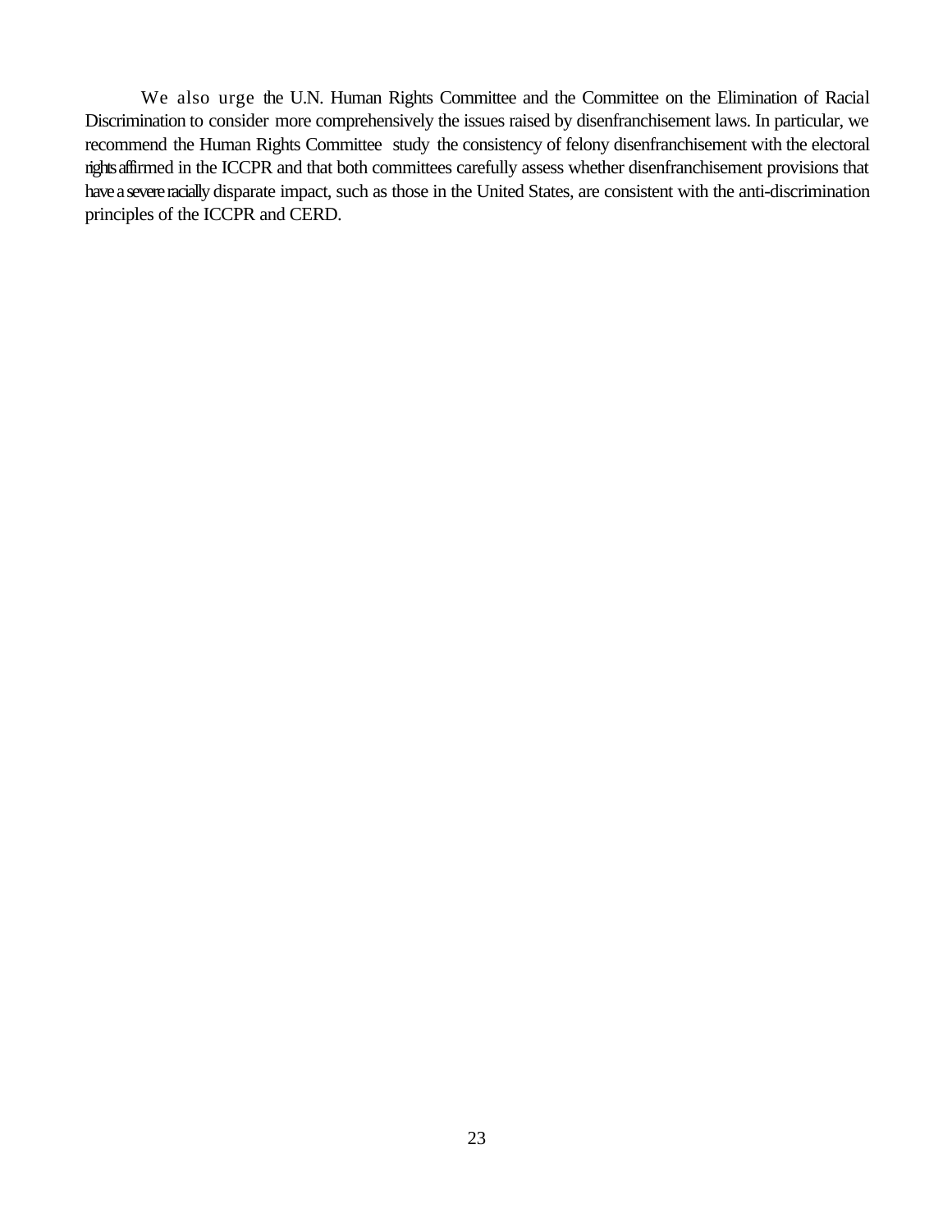We also urge the U.N. Human Rights Committee and the Committee on the Elimination of Racial Discrimination to consider more comprehensively the issues raised by disenfranchisement laws. In particular, we recommend the Human Rights Committee study the consistency of felony disenfranchisement with the electoral rights affirmed in the ICCPR and that both committees carefully assess whether disenfranchisement provisions that have a severe racially disparate impact, such as those in the United States, are consistent with the anti-discrimination principles of the ICCPR and CERD.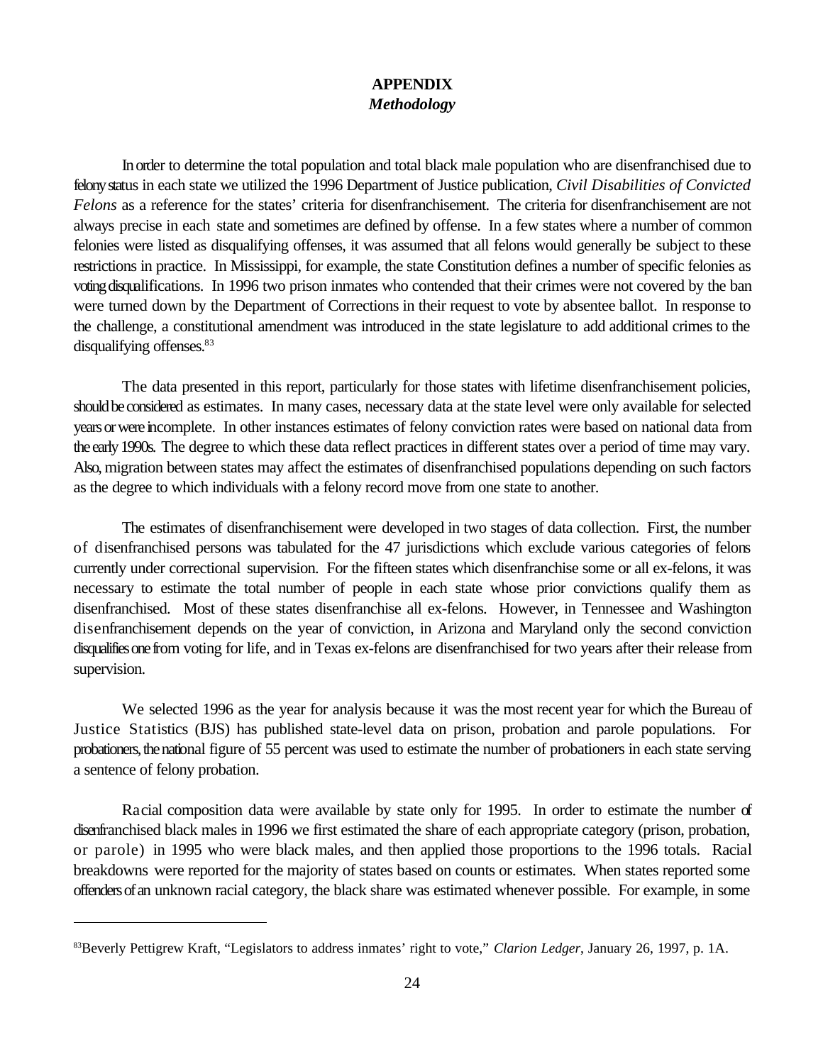# APPENDIX
## *Methodology*

In order to determine the total population and total black male population who are disenfranchised due to felony status in each state we utilized the 1996 Department of Justice publication, *Civil Disabilities of Convicted Felons* as a reference for the states' criteria for disenfranchisement. The criteria for disenfranchisement are not always precise in each state and sometimes are defined by offense. In a few states where a number of common felonies were listed as disqualifying offenses, it was assumed that all felons would generally be subject to these restrictions in practice. In Mississippi, for example, the state Constitution defines a number of specific felonies as voting disqualifications. In 1996 two prison inmates who contended that their crimes were not covered by the ban were turned down by the Department of Corrections in their request to vote by absentee ballot. In response to the challenge, a constitutional amendment was introduced in the state legislature to add additional crimes to the disqualifying offenses.[83]

The data presented in this report, particularly for those states with lifetime disenfranchisement policies, should be considered as estimates. In many cases, necessary data at the state level were only available for selected years or were incomplete. In other instances estimates of felony conviction rates were based on national data from the early 1990s. The degree to which these data reflect practices in different states over a period of time may vary. Also, migration between states may affect the estimates of disenfranchised populations depending on such factors as the degree to which individuals with a felony record move from one state to another.

The estimates of disenfranchisement were developed in two stages of data collection. First, the number of disenfranchised persons was tabulated for the 47 jurisdictions which exclude various categories of felons currently under correctional supervision. For the fifteen states which disenfranchise some or all ex-felons, it was necessary to estimate the total number of people in each state whose prior convictions qualify them as disenfranchised. Most of these states disenfranchise all ex-felons. However, in Tennessee and Washington disenfranchisement depends on the year of conviction, in Arizona and Maryland only the second conviction disqualifies one from voting for life, and in Texas ex-felons are disenfranchised for two years after their release from supervision.

We selected 1996 as the year for analysis because it was the most recent year for which the Bureau of Justice Statistics (BJS) has published state-level data on prison, probation and parole populations. For probationers, the national figure of 55 percent was used to estimate the number of probationers in each state serving a sentence of felony probation.

Racial composition data were available by state only for 1995. In order to estimate the number of disenfranchised black males in 1996 we first estimated the share of each appropriate category (prison, probation, or parole) in 1995 who were black males, and then applied those proportions to the 1996 totals. Racial breakdowns were reported for the majority of states based on counts or estimates. When states reported some offenders of an unknown racial category, the black share was estimated whenever possible. For example, in some

[83] Beverly Pettigrew Kraft, "Legislators to address inmates' right to vote," *Clarion Ledger*, January 26, 1997, p. 1A.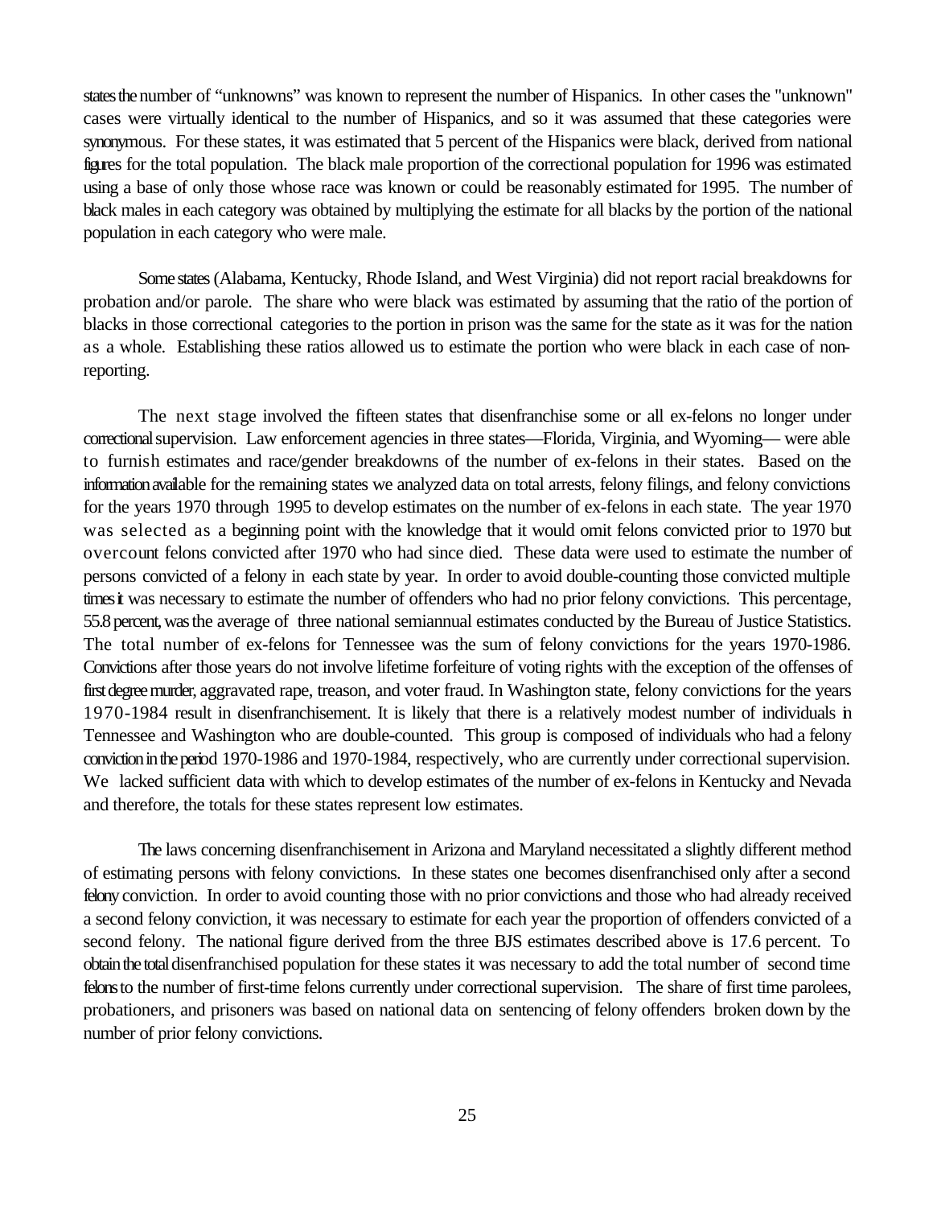states the number of "unknowns" was known to represent the number of Hispanics. In other cases the "unknown" cases were virtually identical to the number of Hispanics, and so it was assumed that these categories were synonymous. For these states, it was estimated that 5 percent of the Hispanics were black, derived from national figures for the total population. The black male proportion of the correctional population for 1996 was estimated using a base of only those whose race was known or could be reasonably estimated for 1995. The number of black males in each category was obtained by multiplying the estimate for all blacks by the portion of the national population in each category who were male.

Some states (Alabama, Kentucky, Rhode Island, and West Virginia) did not report racial breakdowns for probation and/or parole. The share who were black was estimated by assuming that the ratio of the portion of blacks in those correctional categories to the portion in prison was the same for the state as it was for the nation as a whole. Establishing these ratios allowed us to estimate the portion who were black in each case of non-reporting.

The next stage involved the fifteen states that disenfranchise some or all ex-felons no longer under correctional supervision. Law enforcement agencies in three states—Florida, Virginia, and Wyoming— were able to furnish estimates and race/gender breakdowns of the number of ex-felons in their states. Based on the information available for the remaining states we analyzed data on total arrests, felony filings, and felony convictions for the years 1970 through 1995 to develop estimates on the number of ex-felons in each state. The year 1970 was selected as a beginning point with the knowledge that it would omit felons convicted prior to 1970 but overcount felons convicted after 1970 who had since died. These data were used to estimate the number of persons convicted of a felony in each state by year. In order to avoid double-counting those convicted multiple times it was necessary to estimate the number of offenders who had no prior felony convictions. This percentage, 55.8 percent, was the average of three national semiannual estimates conducted by the Bureau of Justice Statistics. The total number of ex-felons for Tennessee was the sum of felony convictions for the years 1970-1986. Convictions after those years do not involve lifetime forfeiture of voting rights with the exception of the offenses of first degree murder, aggravated rape, treason, and voter fraud. In Washington state, felony convictions for the years 1970-1984 result in disenfranchisement. It is likely that there is a relatively modest number of individuals in Tennessee and Washington who are double-counted. This group is composed of individuals who had a felony conviction in the period 1970-1986 and 1970-1984, respectively, who are currently under correctional supervision. We lacked sufficient data with which to develop estimates of the number of ex-felons in Kentucky and Nevada and therefore, the totals for these states represent low estimates.

The laws concerning disenfranchisement in Arizona and Maryland necessitated a slightly different method of estimating persons with felony convictions. In these states one becomes disenfranchised only after a second felony conviction. In order to avoid counting those with no prior convictions and those who had already received a second felony conviction, it was necessary to estimate for each year the proportion of offenders convicted of a second felony. The national figure derived from the three BJS estimates described above is 17.6 percent. To obtain the total disenfranchised population for these states it was necessary to add the total number of second time felons to the number of first-time felons currently under correctional supervision. The share of first time parolees, probationers, and prisoners was based on national data on sentencing of felony offenders broken down by the number of prior felony convictions.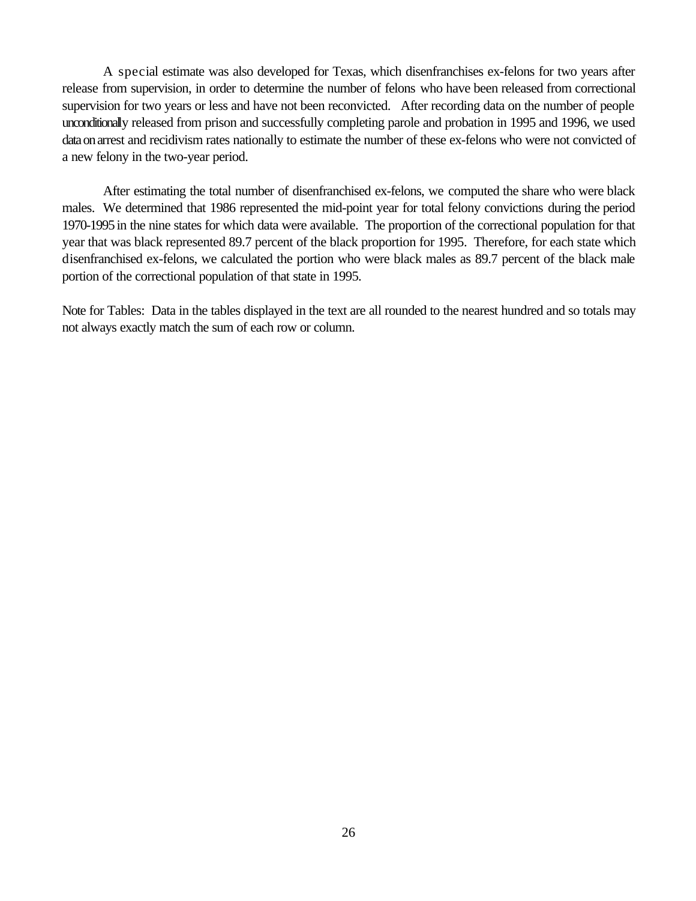A special estimate was also developed for Texas, which disenfranchises ex-felons for two years after release from supervision, in order to determine the number of felons who have been released from correctional supervision for two years or less and have not been reconvicted. After recording data on the number of people unconditionally released from prison and successfully completing parole and probation in 1995 and 1996, we used data on arrest and recidivism rates nationally to estimate the number of these ex-felons who were not convicted of a new felony in the two-year period.

After estimating the total number of disenfranchised ex-felons, we computed the share who were black males. We determined that 1986 represented the mid-point year for total felony convictions during the period 1970-1995 in the nine states for which data were available. The proportion of the correctional population for that year that was black represented 89.7 percent of the black proportion for 1995. Therefore, for each state which disenfranchised ex-felons, we calculated the portion who were black males as 89.7 percent of the black male portion of the correctional population of that state in 1995.

Note for Tables: Data in the tables displayed in the text are all rounded to the nearest hundred and so totals may not always exactly match the sum of each row or column.